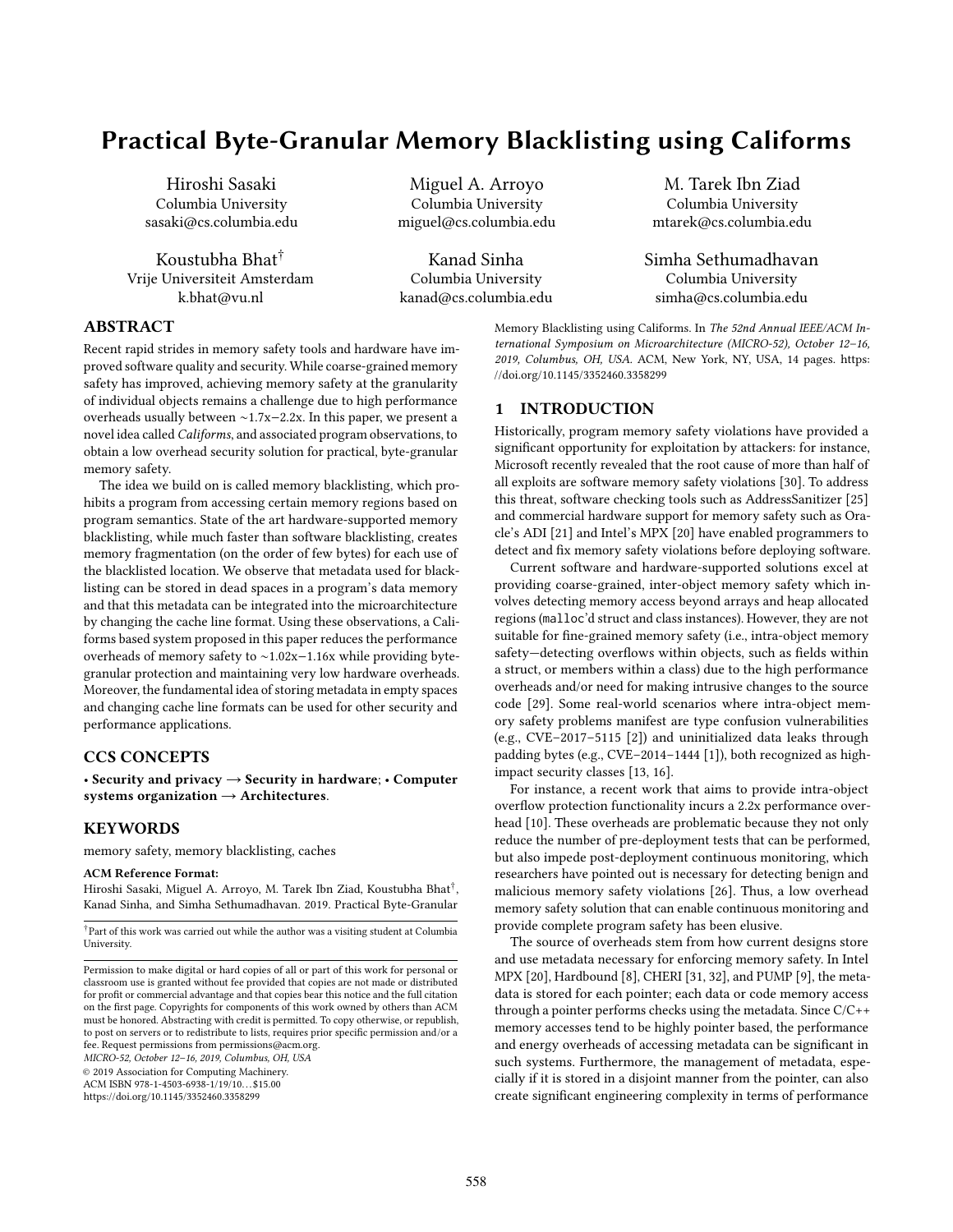# Practical Byte-Granular Memory Blacklisting using Califorms

Hiroshi Sasaki
Columbia University
sasaki@cs.columbia.edu

Miguel A. Arroyo
Columbia University
miguel@cs.columbia.edu

M. Tarek Ibn Ziad
Columbia University
mtarek@cs.columbia.edu

Koustubha Bhat[†]
Vrije Universiteit Amsterdam
k.bhat@vu.nl

Kanad Sinha
Columbia University
kanad@cs.columbia.edu

Simha Sethumadhavan
Columbia University
simha@cs.columbia.edu

## ABSTRACT

Recent rapid strides in memory safety tools and hardware have improved software quality and security. While coarse-grained memory safety has improved, achieving memory safety at the granularity of individual objects remains a challenge due to high performance overheads usually between ~1.7x−2.2x. In this paper, we present a novel idea called *Califorms*, and associated program observations, to obtain a low overhead security solution for practical, byte-granular memory safety.

The idea we build on is called memory blacklisting, which prohibits a program from accessing certain memory regions based on program semantics. State of the art hardware-supported memory blacklisting, while much faster than software blacklisting, creates memory fragmentation (on the order of few bytes) for each use of the blacklisted location. We observe that metadata used for blacklisting can be stored in dead spaces in a program's data memory and that this metadata can be integrated into the microarchitecture by changing the cache line format. Using these observations, a Califorms based system proposed in this paper reduces the performance overheads of memory safety to ~1.02x−1.16x while providing byte-granular protection and maintaining very low hardware overheads. Moreover, the fundamental idea of storing metadata in empty spaces and changing cache line formats can be used for other security and performance applications.

## CCS CONCEPTS

• **Security and privacy** → **Security in hardware**; • **Computer systems organization** → **Architectures**.

## KEYWORDS

memory safety, memory blacklisting, caches

**ACM Reference Format:**
Hiroshi Sasaki, Miguel A. Arroyo, M. Tarek Ibn Ziad, Koustubha Bhat[†], Kanad Sinha, and Simha Sethumadhavan. 2019. Practical Byte-Granular Memory Blacklisting using Califorms. In *The 52nd Annual IEEE/ACM International Symposium on Microarchitecture (MICRO-52), October 12–16, 2019, Columbus, OH, USA.* ACM, New York, NY, USA, 14 pages. https://doi.org/10.1145/3352460.3358299

[†]Part of this work was carried out while the author was a visiting student at Columbia University.

Permission to make digital or hard copies of all or part of this work for personal or classroom use is granted without fee provided that copies are not made or distributed for profit or commercial advantage and that copies bear this notice and the full citation on the first page. Copyrights for components of this work owned by others than ACM must be honored. Abstracting with credit is permitted. To copy otherwise, or republish, to post on servers or to redistribute to lists, requires prior specific permission and/or a fee. Request permissions from permissions@acm.org.
*MICRO-52, October 12–16, 2019, Columbus, OH, USA*
© 2019 Association for Computing Machinery.
ACM ISBN 978-1-4503-6938-1/19/10…$15.00
https://doi.org/10.1145/3352460.3358299

## 1 INTRODUCTION

Historically, program memory safety violations have provided a significant opportunity for exploitation by attackers: for instance, Microsoft recently revealed that the root cause of more than half of all exploits are software memory safety violations [30]. To address this threat, software checking tools such as AddressSanitizer [25] and commercial hardware support for memory safety such as Oracle's ADI [21] and Intel's MPX [20] have enabled programmers to detect and fix memory safety violations before deploying software.

Current software and hardware-supported solutions excel at providing coarse-grained, inter-object memory safety which involves detecting memory access beyond arrays and heap allocated regions (`malloc`'d struct and class instances). However, they are not suitable for fine-grained memory safety (i.e., intra-object memory safety—detecting overflows within objects, such as fields within a struct, or members within a class) due to the high performance overheads and/or need for making intrusive changes to the source code [29]. Some real-world scenarios where intra-object memory safety problems manifest are type confusion vulnerabilities (e.g., CVE−2017−5115 [2]) and uninitialized data leaks through padding bytes (e.g., CVE−2014−1444 [1]), both recognized as high-impact security classes [13, 16].

For instance, a recent work that aims to provide intra-object overflow protection functionality incurs a 2.2x performance overhead [10]. These overheads are problematic because they not only reduce the number of pre-deployment tests that can be performed, but also impede post-deployment continuous monitoring, which researchers have pointed out is necessary for detecting benign and malicious memory safety violations [26]. Thus, a low overhead memory safety solution that can enable continuous monitoring and provide complete program safety has been elusive.

The source of overheads stem from how current designs store and use metadata necessary for enforcing memory safety. In Intel MPX [20], Hardbound [8], CHERI [31, 32], and PUMP [9], the metadata is stored for each pointer; each data or code memory access through a pointer performs checks using the metadata. Since C/C++ memory accesses tend to be highly pointer based, the performance and energy overheads of accessing metadata can be significant in such systems. Furthermore, the management of metadata, especially if it is stored in a disjoint manner from the pointer, can also create significant engineering complexity in terms of performance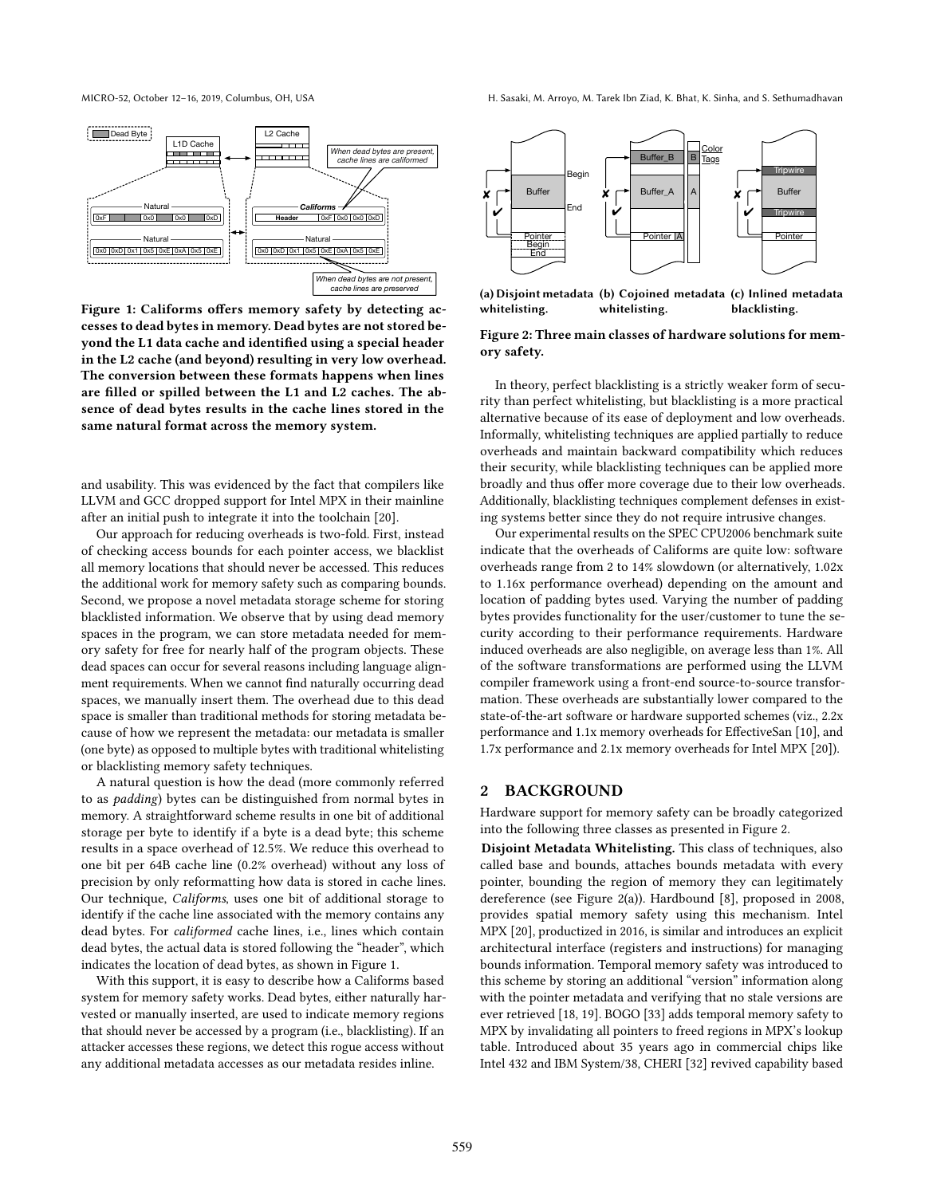Figure 1: Californs offers memory safety by detecting accesses to dead bytes in memory. Dead bytes are not stored beyond the L1 data cache and identified using a special header in the L2 cache (and beyond) resulting in very low overhead. The conversion between these formats happens when lines are filled or spilled between the L1 and L2 caches. The absence of dead bytes results in the cache lines stored in the same natural format across the memory system.

and usability. This was evidenced by the fact that compilers like LLVM and GCC dropped support for Intel MPX in their mainline after an initial push to integrate it into the toolchain [20].

Our approach for reducing overheads is two-fold. First, instead of checking access bounds for each pointer access, we blacklist all memory locations that should never be accessed. This reduces the additional work for memory safety such as comparing bounds. Second, we propose a novel metadata storage scheme for storing blacklisted information. We observe that by using dead memory spaces in the program, we can store metadata needed for memory safety for free for nearly half of the program objects. These dead spaces can occur for several reasons including language alignment requirements. When we cannot find naturally occurring dead spaces, we manually insert them. The overhead due to this dead space is smaller than traditional methods for storing metadata because of how we represent the metadata: our metadata is smaller (one byte) as opposed to multiple bytes with traditional whitelisting or blacklisting memory safety techniques.

A natural question is how the dead (more commonly referred to as *padding*) bytes can be distinguished from normal bytes in memory. A straightforward scheme results in one bit of additional storage per byte to identify if a byte is a dead byte; this scheme results in a space overhead of 12.5%. We reduce this overhead to one bit per 64B cache line (0.2% overhead) without any loss of precision by only reformatting how data is stored in cache lines. Our technique, *Califorms*, uses one bit of additional storage to identify if the cache line associated with the memory contains any dead bytes. For *califormed* cache lines, i.e., lines which contain dead bytes, the actual data is stored following the "header", which indicates the location of dead bytes, as shown in Figure 1.

With this support, it is easy to describe how a Califorms based system for memory safety works. Dead bytes, either naturally harvested or manually inserted, are used to indicate memory regions that should never be accessed by a program (i.e., blacklisting). If an attacker accesses these regions, we detect this rogue access without any additional metadata accesses as our metadata resides inline.

(a) Disjoint metadata whitelisting. (b) Cojoined metadata whitelisting. (c) Inlined metadata blacklisting.

Figure 2: Three main classes of hardware solutions for memory safety.

In theory, perfect blacklisting is a strictly weaker form of security than perfect whitelisting, but blacklisting is a more practical alternative because of its ease of deployment and low overheads. Informally, whitelisting techniques are applied partially to reduce overheads and maintain backward compatibility which reduces their security, while blacklisting techniques can be applied more broadly and thus offer more coverage due to their low overheads. Additionally, blacklisting techniques complement defenses in existing systems better since they do not require intrusive changes.

Our experimental results on the SPEC CPU2006 benchmark suite indicate that the overheads of Califorms are quite low: software overheads range from 2 to 14% slowdown (or alternatively, 1.02x to 1.16x performance overhead) depending on the amount and location of padding bytes used. Varying the number of padding bytes provides functionality for the user/customer to tune the security according to their performance requirements. Hardware induced overheads are also negligible, on average less than 1%. All of the software transformations are performed using the LLVM compiler framework using a front-end source-to-source transformation. These overheads are substantially lower compared to the state-of-the-art software or hardware supported schemes (viz., 2.2x performance and 1.1x memory overheads for EffectiveSan [10], and 1.7x performance and 2.1x memory overheads for Intel MPX [20]).

## 2 BACKGROUND

Hardware support for memory safety can be broadly categorized into the following three classes as presented in Figure 2.

**Disjoint Metadata Whitelisting.** This class of techniques, also called base and bounds, attaches bounds metadata with every pointer, bounding the region of memory they can legitimately dereference (see Figure 2(a)). Hardbound [8], proposed in 2008, provides spatial memory safety using this mechanism. Intel MPX [20], productized in 2016, is similar and introduces an explicit architectural interface (registers and instructions) for managing bounds information. Temporal memory safety was introduced to this scheme by storing an additional "version" information along with the pointer metadata and verifying that no stale versions are ever retrieved [18, 19]. BOGO [33] adds temporal memory safety to MPX by invalidating all pointers to freed regions in MPX's lookup table. Introduced about 35 years ago in commercial chips like Intel 432 and IBM System/38, CHERI [32] revived capability based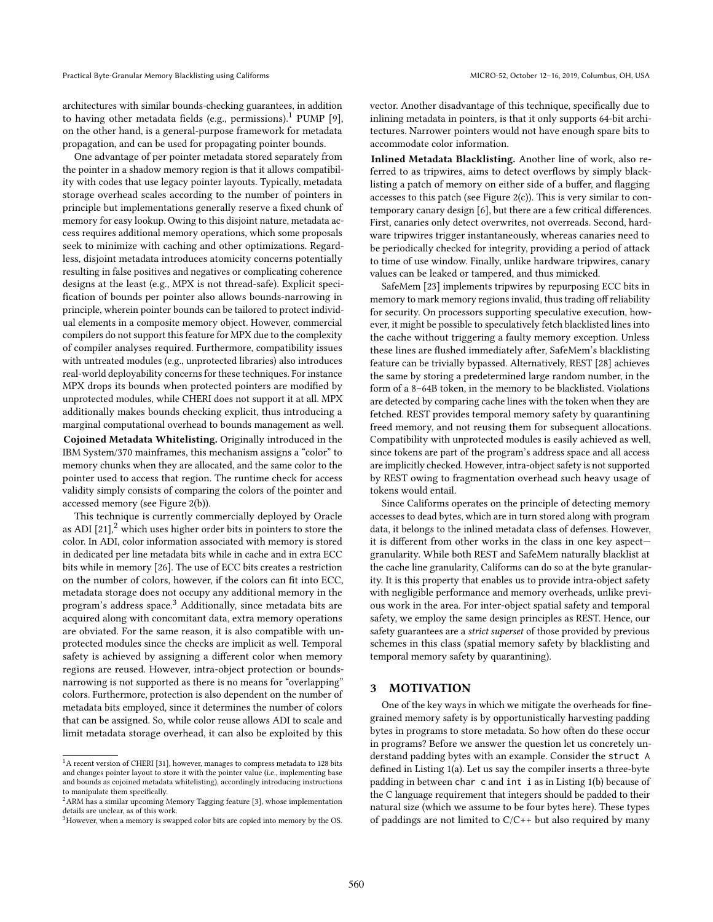architectures with similar bounds-checking guarantees, in addition to having other metadata fields (e.g., permissions).[1] PUMP [9], on the other hand, is a general-purpose framework for metadata propagation, and can be used for propagating pointer bounds.

One advantage of per pointer metadata stored separately from the pointer in a shadow memory region is that it allows compatibility with codes that use legacy pointer layouts. Typically, metadata storage overhead scales according to the number of pointers in principle but implementations generally reserve a fixed chunk of memory for easy lookup. Owing to this disjoint nature, metadata access requires additional memory operations, which some proposals seek to minimize with caching and other optimizations. Regardless, disjoint metadata introduces atomicity concerns potentially resulting in false positives and negatives or complicating coherence designs at the least (e.g., MPX is not thread-safe). Explicit specification of bounds per pointer also allows bounds-narrowing in principle, wherein pointer bounds can be tailored to protect individual elements in a composite memory object. However, commercial compilers do not support this feature for MPX due to the complexity of compiler analyses required. Furthermore, compatibility issues with untreated modules (e.g., unprotected libraries) also introduces real-world deployability concerns for these techniques. For instance MPX drops its bounds when protected pointers are modified by unprotected modules, while CHERI does not support it at all. MPX additionally makes bounds checking explicit, thus introducing a marginal computational overhead to bounds management as well.

**Cojoined Metadata Whitelisting.** Originally introduced in the IBM System/370 mainframes, this mechanism assigns a "color" to memory chunks when they are allocated, and the same color to the pointer used to access that region. The runtime check for access validity simply consists of comparing the colors of the pointer and accessed memory (see Figure 2(b)).

This technique is currently commercially deployed by Oracle as ADI [21],[2] which uses higher order bits in pointers to store the color. In ADI, color information associated with memory is stored in dedicated per line metadata bits while in cache and in extra ECC bits while in memory [26]. The use of ECC bits creates a restriction on the number of colors, however, if the colors can fit into ECC, metadata storage does not occupy any additional memory in the program's address space.[3] Additionally, since metadata bits are acquired along with concomitant data, extra memory operations are obviated. For the same reason, it is also compatible with unprotected modules since the checks are implicit as well. Temporal safety is achieved by assigning a different color when memory regions are reused. However, intra-object protection or bounds-narrowing is not supported as there is no means for "overlapping" colors. Furthermore, protection is also dependent on the number of metadata bits employed, since it determines the number of colors that can be assigned. So, while color reuse allows ADI to scale and limit metadata storage overhead, it can also be exploited by this vector. Another disadvantage of this technique, specifically due to inlining metadata in pointers, is that it only supports 64-bit architectures. Narrower pointers would not have enough spare bits to accommodate color information.

**Inlined Metadata Blacklisting.** Another line of work, also referred to as tripwires, aims to detect overflows by simply blacklisting a patch of memory on either side of a buffer, and flagging accesses to this patch (see Figure 2(c)). This is very similar to contemporary canary design [6], but there are a few critical differences. First, canaries only detect overwrites, not overreads. Second, hardware tripwires trigger instantaneously, whereas canaries need to be periodically checked for integrity, providing a period of attack to time of use window. Finally, unlike hardware tripwires, canary values can be leaked or tampered, and thus mimicked.

SafeMem [23] implements tripwires by repurposing ECC bits in memory to mark memory regions invalid, thus trading off reliability for security. On processors supporting speculative execution, however, it might be possible to speculatively fetch blacklisted lines into the cache without triggering a faulty memory exception. Unless these lines are flushed immediately after, SafeMem's blacklisting feature can be trivially bypassed. Alternatively, REST [28] achieves the same by storing a predetermined large random number, in the form of a 8–64B token, in the memory to be blacklisted. Violations are detected by comparing cache lines with the token when they are fetched. REST provides temporal memory safety by quarantining freed memory, and not reusing them for subsequent allocations. Compatibility with unprotected modules is easily achieved as well, since tokens are part of the program's address space and all access are implicitly checked. However, intra-object safety is not supported by REST owing to fragmentation overhead such heavy usage of tokens would entail.

Since Califorms operates on the principle of detecting memory accesses to dead bytes, which are in turn stored along with program data, it belongs to the inlined metadata class of defenses. However, it is different from other works in the class in one key aspect—granularity. While both REST and SafeMem naturally blacklist at the cache line granularity, Califorms can do so at the byte granularity. It is this property that enables us to provide intra-object safety with negligible performance and memory overheads, unlike previous work in the area. For inter-object spatial safety and temporal safety, we employ the same design principles as REST. Hence, our safety guarantees are a *strict superset* of those provided by previous schemes in this class (spatial memory safety by blacklisting and temporal memory safety by quarantining).

## 3 MOTIVATION

One of the key ways in which we mitigate the overheads for fine-grained memory safety is by opportunistically harvesting padding bytes in programs to store metadata. So how often do these occur in programs? Before we answer the question let us concretely understand padding bytes with an example. Consider the `struct A` defined in Listing 1(a). Let us say the compiler inserts a three-byte padding in between `char c` and `int i` as in Listing 1(b) because of the C language requirement that integers should be padded to their natural size (which we assume to be four bytes here). These types of paddings are not limited to C/C++ but also required by many

---

[1] A recent version of CHERI [31], however, manages to compress metadata to 128 bits and changes pointer layout to store it with the pointer value (i.e., implementing base and bounds as cojoined metadata whitelisting), accordingly introducing instructions to manipulate them specifically.

[2] ARM has a similar upcoming Memory Tagging feature [3], whose implementation details are unclear, as of this work.

[3] However, when a memory is swapped color bits are copied into memory by the OS.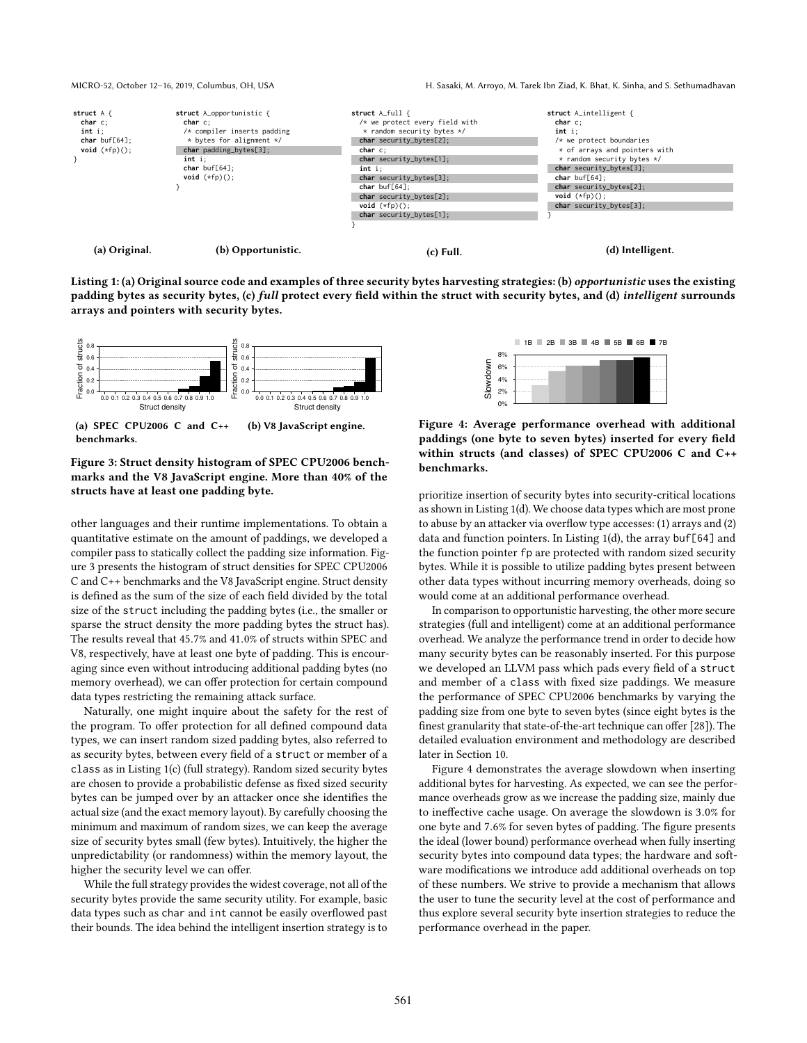```c
struct A {
  char c;
  int i;
  char buf[64];
  void (*fp)();
}
```

(a) Original.

```c
struct A_opportunistic {
  char c;
  /* compiler inserts padding
   * bytes for alignment */
  char padding_bytes[3];
  int i;
  char buf[64];
  void (*fp)();
}
```

(b) Opportunistic.

```c
struct A_full {
  /* we protect every field with
   * random security bytes */
  char security_bytes[2];
  char c;
  char security_bytes[1];
  int i;
  char security_bytes[3];
  char buf[64];
  char security_bytes[2];
  void (*fp)();
  char security_bytes[1];
}
```

(c) Full.

```c
struct A_intelligent {
  char c;
  int i;
  /* we protect boundaries
   * of arrays and pointers with
   * random security bytes */
  char security_bytes[3];
  char buf[64];
  char security_bytes[2];
  void (*fp)();
  char security_bytes[3];
}
```

(d) Intelligent.

**Listing 1: (a) Original source code and examples of three security bytes harvesting strategies: (b) *opportunistic* uses the existing padding bytes as security bytes, (c) *full* protect every field within the struct with security bytes, and (d) *intelligent* surrounds arrays and pointers with security bytes.**

(a) SPEC CPU2006 C and C++ benchmarks. (b) V8 JavaScript engine.

**Figure 3: Struct density histogram of SPEC CPU2006 benchmarks and the V8 JavaScript engine. More than 40% of the structs have at least one padding byte.**

other languages and their runtime implementations. To obtain a quantitative estimate on the amount of paddings, we developed a compiler pass to statically collect the padding size information. Figure 3 presents the histogram of struct densities for SPEC CPU2006 C and C++ benchmarks and the V8 JavaScript engine. Struct density is defined as the sum of the size of each field divided by the total size of the struct including the padding bytes (i.e., the smaller or sparse the struct density the more padding bytes the struct has). The results reveal that 45.7% and 41.0% of structs within SPEC and V8, respectively, have at least one byte of padding. This is encouraging since even without introducing additional padding bytes (no memory overhead), we can offer protection for certain compound data types restricting the remaining attack surface.

Naturally, one might inquire about the safety for the rest of the program. To offer protection for all defined compound data types, we can insert random sized padding bytes, also referred to as security bytes, between every field of a struct or member of a class as in Listing 1(c) (full strategy). Random sized security bytes are chosen to provide a probabilistic defense as fixed sized security bytes can be jumped over by an attacker once she identifies the actual size (and the exact memory layout). By carefully choosing the minimum and maximum of random sizes, we can keep the average size of security bytes small (few bytes). Intuitively, the higher the unpredictability (or randomness) within the memory layout, the higher the security level we can offer.

While the full strategy provides the widest coverage, not all of the security bytes provide the same security utility. For example, basic data types such as char and int cannot be easily overflowed past their bounds. The idea behind the intelligent insertion strategy is to

**Figure 4: Average performance overhead with additional paddings (one byte to seven bytes) inserted for every field within structs (and classes) of SPEC CPU2006 C and C++ benchmarks.**

prioritize insertion of security bytes into security-critical locations as shown in Listing 1(d). We choose data types which are most prone to abuse by an attacker via overflow type accesses: (1) arrays and (2) data and function pointers. In Listing 1(d), the array buf[64] and the function pointer fp are protected with random sized security bytes. While it is possible to utilize padding bytes present between other data types without incurring memory overheads, doing so would come at an additional performance overhead.

In comparison to opportunistic harvesting, the other more secure strategies (full and intelligent) come at an additional performance overhead. We analyze the performance trend in order to decide how many security bytes can be reasonably inserted. For this purpose we developed an LLVM pass which pads every field of a struct and member of a class with fixed size paddings. We measure the performance of SPEC CPU2006 benchmarks by varying the padding size from one byte to seven bytes (since eight bytes is the finest granularity that state-of-the-art technique can offer [28]). The detailed evaluation environment and methodology are described later in Section 10.

Figure 4 demonstrates the average slowdown when inserting additional bytes for harvesting. As expected, we can see the performance overheads grow as we increase the padding size, mainly due to ineffective cache usage. On average the slowdown is 3.0% for one byte and 7.6% for seven bytes of padding. The figure presents the ideal (lower bound) performance overhead when fully inserting security bytes into compound data types; the hardware and software modifications we introduce add additional overheads on top of these numbers. We strive to provide a mechanism that allows the user to tune the security level at the cost of performance and thus explore several security byte insertion strategies to reduce the performance overhead in the paper.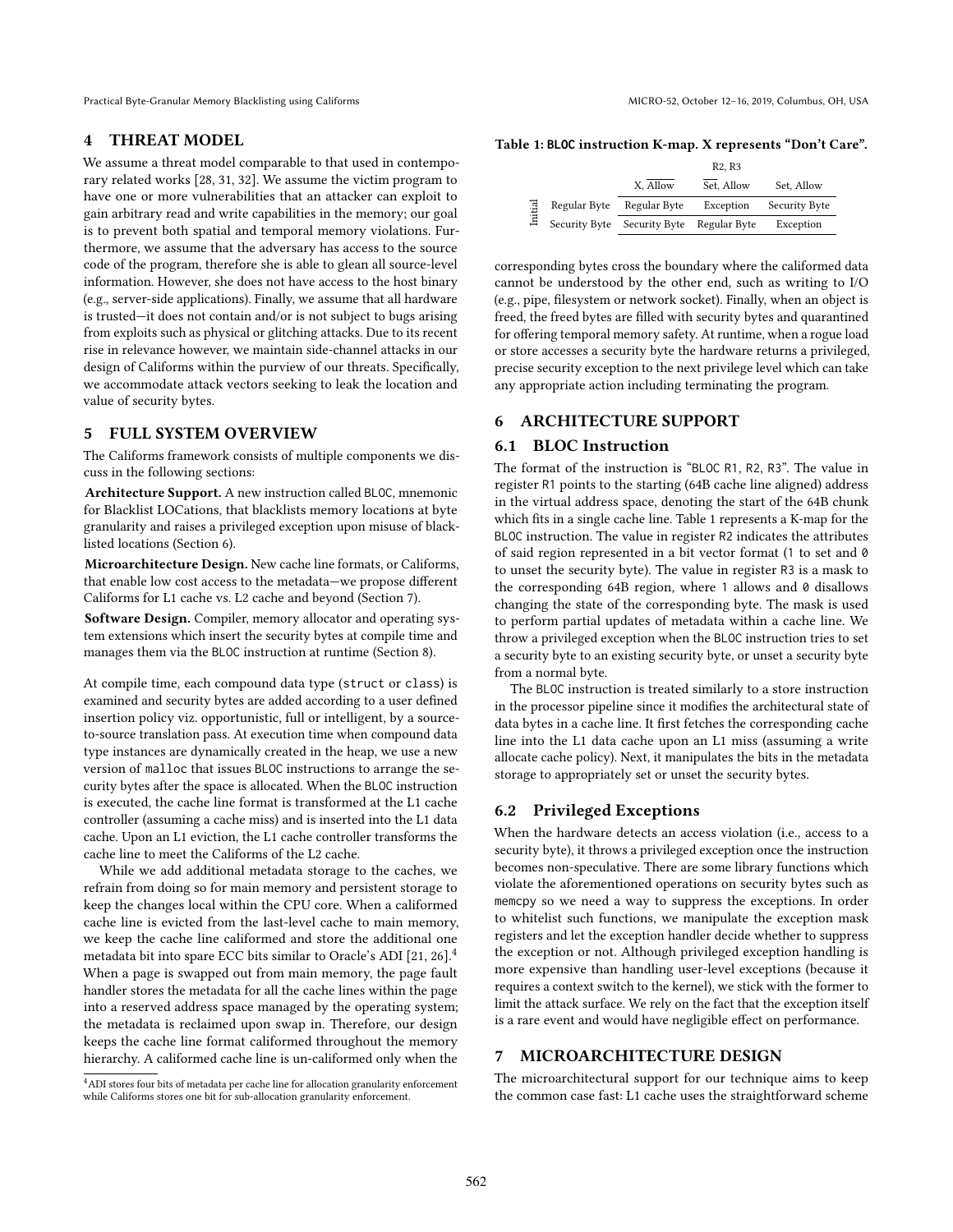## 4 THREAT MODEL

We assume a threat model comparable to that used in contemporary related works [28, 31, 32]. We assume the victim program to have one or more vulnerabilities that an attacker can exploit to gain arbitrary read and write capabilities in the memory; our goal is to prevent both spatial and temporal memory violations. Furthermore, we assume that the adversary has access to the source code of the program, therefore she is able to glean all source-level information. However, she does not have access to the host binary (e.g., server-side applications). Finally, we assume that all hardware is trusted—it does not contain and/or is not subject to bugs arising from exploits such as physical or glitching attacks. Due to its recent rise in relevance however, we maintain side-channel attacks in our design of Califorms within the purview of our threats. Specifically, we accommodate attack vectors seeking to leak the location and value of security bytes.

## 5 FULL SYSTEM OVERVIEW

The Califorms framework consists of multiple components we discuss in the following sections:

**Architecture Support.** A new instruction called `BLOC`, mnemonic for Blacklist LOCations, that blacklists memory locations at byte granularity and raises a privileged exception upon misuse of blacklisted locations (Section 6).

**Microarchitecture Design.** New cache line formats, or Califorms, that enable low cost access to the metadata—we propose different Califorms for L1 cache vs. L2 cache and beyond (Section 7).

**Software Design.** Compiler, memory allocator and operating system extensions which insert the security bytes at compile time and manages them via the `BLOC` instruction at runtime (Section 8).

At compile time, each compound data type (`struct` or `class`) is examined and security bytes are added according to a user defined insertion policy viz. opportunistic, full or intelligent, by a source-to-source translation pass. At execution time when compound data type instances are dynamically created in the heap, we use a new version of `malloc` that issues `BLOC` instructions to arrange the security bytes after the space is allocated. When the `BLOC` instruction is executed, the cache line format is transformed at the L1 cache controller (assuming a cache miss) and is inserted into the L1 data cache. Upon an L1 eviction, the L1 cache controller transforms the cache line to meet the Califorms of the L2 cache.

While we add additional metadata storage to the caches, we refrain from doing so for main memory and persistent storage to keep the changes local within the CPU core. When a califormed cache line is evicted from the last-level cache to main memory, we keep the cache line califormed and store the additional one metadata bit into spare ECC bits similar to Oracle's ADI [21, 26].[4] When a page is swapped out from main memory, the page fault handler stores the metadata for all the cache lines within the page into a reserved address space managed by the operating system; the metadata is reclaimed upon swap in. Therefore, our design keeps the cache line format califormed throughout the memory hierarchy. A califormed cache line is un-califormed only when the corresponding bytes cross the boundary where the califormed data cannot be understood by the other end, such as writing to I/O (e.g., pipe, filesystem or network socket). Finally, when an object is freed, the freed bytes are filled with security bytes and quarantined for offering temporal memory safety. At runtime, when a rogue load or store accesses a security byte the hardware returns a privileged, precise security exception to the next privilege level which can take any appropriate action including terminating the program.

[4] ADI stores four bits of metadata per cache line for allocation granularity enforcement while Califorms stores one bit for sub-allocation granularity enforcement.

**Table 1: `BLOC` instruction K-map. X represents "Don't Care".**

| | | R2, R3 | | |
|---|---|---|---|---|
| | | X, $\overline{\text{Allow}}$ | $\overline{\text{Set}}$, Allow | Set, Allow |
| Initial | Regular Byte | Regular Byte | Exception | Security Byte |
| | Security Byte | Security Byte | Regular Byte | Exception |

## 6 ARCHITECTURE SUPPORT

### 6.1 BLOC Instruction

The format of the instruction is "`BLOC R1, R2, R3`". The value in register `R1` points to the starting (64B cache line aligned) address in the virtual address space, denoting the start of the 64B chunk which fits in a single cache line. Table 1 represents a K-map for the `BLOC` instruction. The value in register `R2` indicates the attributes of said region represented in a bit vector format (`1` to set and `0` to unset the security byte). The value in register `R3` is a mask to the corresponding 64B region, where `1` allows and `0` disallows changing the state of the corresponding byte. The mask is used to perform partial updates of metadata within a cache line. We throw a privileged exception when the `BLOC` instruction tries to set a security byte to an existing security byte, or unset a security byte from a normal byte.

The `BLOC` instruction is treated similarly to a store instruction in the processor pipeline since it modifies the architectural state of data bytes in a cache line. It first fetches the corresponding cache line into the L1 data cache upon an L1 miss (assuming a write allocate cache policy). Next, it manipulates the bits in the metadata storage to appropriately set or unset the security bytes.

### 6.2 Privileged Exceptions

When the hardware detects an access violation (i.e., access to a security byte), it throws a privileged exception once the instruction becomes non-speculative. There are some library functions which violate the aforementioned operations on security bytes such as `memcpy` so we need a way to suppress the exceptions. In order to whitelist such functions, we manipulate the exception mask registers and let the exception handler decide whether to suppress the exception or not. Although privileged exception handling is more expensive than handling user-level exceptions (because it requires a context switch to the kernel), we stick with the former to limit the attack surface. We rely on the fact that the exception itself is a rare event and would have negligible effect on performance.

## 7 MICROARCHITECTURE DESIGN

The microarchitectural support for our technique aims to keep the common case fast: L1 cache uses the straightforward scheme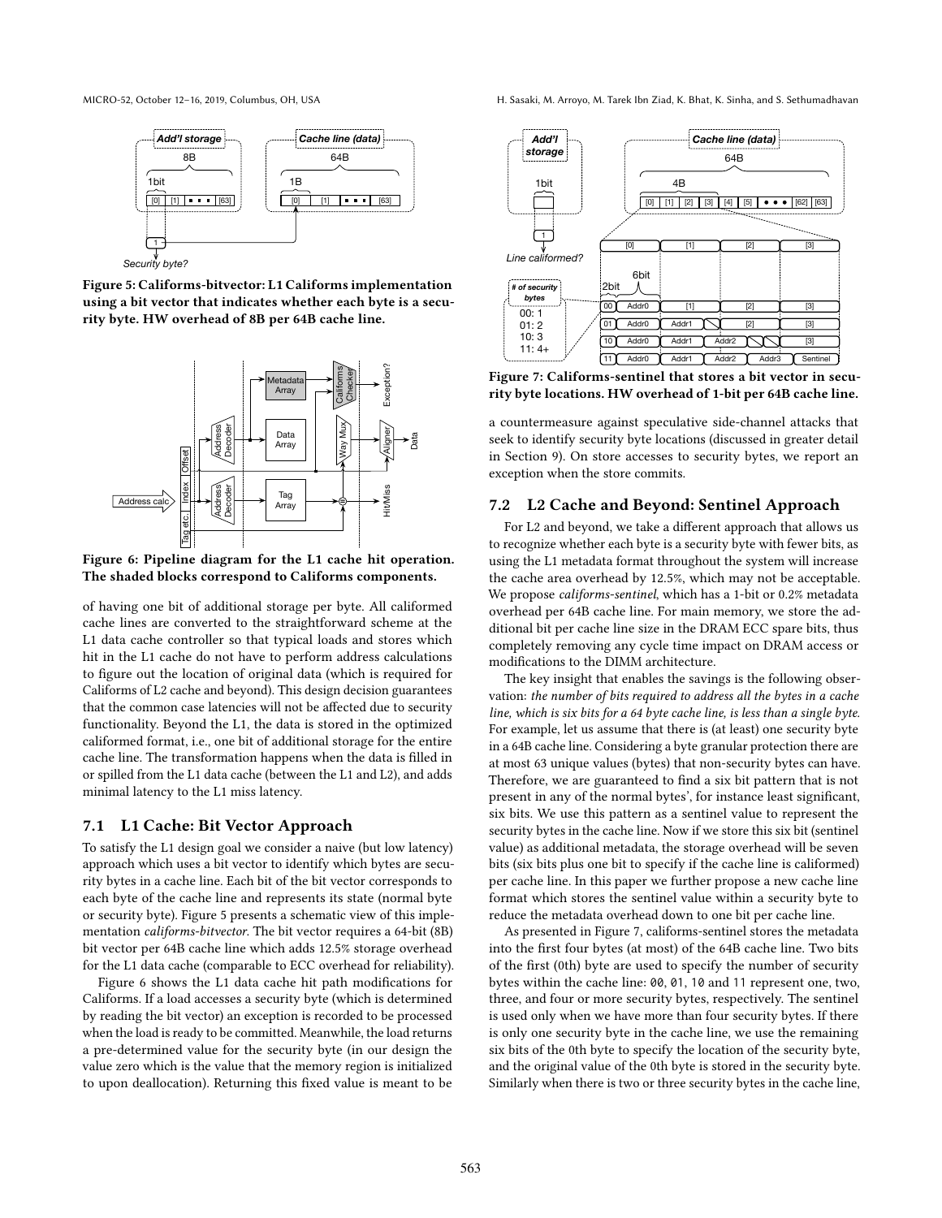Figure 5: Californs-bitvector: L1 Califorms implementation using a bit vector that indicates whether each byte is a security byte. HW overhead of 8B per 64B cache line.

Figure 6: Pipeline diagram for the L1 cache hit operation. The shaded blocks correspond to Califorms components.

of having one bit of additional storage per byte. All califormed cache lines are converted to the straightforward scheme at the L1 data cache controller so that typical loads and stores which hit in the L1 cache do not have to perform address calculations to figure out the location of original data (which is required for Califorms of L2 cache and beyond). This design decision guarantees that the common case latencies will not be affected due to security functionality. Beyond the L1, the data is stored in the optimized califormed format, i.e., one bit of additional storage for the entire cache line. The transformation happens when the data is filled in or spilled from the L1 data cache (between the L1 and L2), and adds minimal latency to the L1 miss latency.

### 7.1 L1 Cache: Bit Vector Approach

To satisfy the L1 design goal we consider a naive (but low latency) approach which uses a bit vector to identify which bytes are security bytes in a cache line. Each bit of the bit vector corresponds to each byte of the cache line and represents its state (normal byte or security byte). Figure 5 presents a schematic view of this implementation *califorms-bitvector*. The bit vector requires a 64-bit (8B) bit vector per 64B cache line which adds 12.5% storage overhead for the L1 data cache (comparable to ECC overhead for reliability).

Figure 6 shows the L1 data cache hit path modifications for Califorms. If a load accesses a security byte (which is determined by reading the bit vector) an exception is recorded to be processed when the load is ready to be committed. Meanwhile, the load returns a pre-determined value for the security byte (in our design the value zero which is the value that the memory region is initialized to upon deallocation). Returning this fixed value is meant to be a countermeasure against speculative side-channel attacks that seek to identify security byte locations (discussed in greater detail in Section 9). On store accesses to security bytes, we report an exception when the store commits.

Figure 7: Califorms-sentinel that stores a bit vector in security byte locations. HW overhead of 1-bit per 64B cache line.

### 7.2 L2 Cache and Beyond: Sentinel Approach

For L2 and beyond, we take a different approach that allows us to recognize whether each byte is a security byte with fewer bits, as using the L1 metadata format throughout the system will increase the cache area overhead by 12.5%, which may not be acceptable. We propose *califorms-sentinel*, which has a 1-bit or 0.2% metadata overhead per 64B cache line. For main memory, we store the additional bit per cache line size in the DRAM ECC spare bits, thus completely removing any cycle time impact on DRAM access or modifications to the DIMM architecture.

The key insight that enables the savings is the following observation: *the number of bits required to address all the bytes in a cache line, which is six bits for a 64 byte cache line, is less than a single byte.* For example, let us assume that there is (at least) one security byte in a 64B cache line. Considering a byte granular protection there are at most 63 unique values (bytes) that non-security bytes can have. Therefore, we are guaranteed to find a six bit pattern that is not present in any of the normal bytes', for instance least significant, six bits. We use this pattern as a sentinel value to represent the security bytes in the cache line. Now if we store this six bit (sentinel value) as additional metadata, the storage overhead will be seven bits (six bits plus one bit to specify if the cache line is califormed) per cache line. In this paper we further propose a new cache line format which stores the sentinel value within a security byte to reduce the metadata overhead down to one bit per cache line.

As presented in Figure 7, califorms-sentinel stores the metadata into the first four bytes (at most) of the 64B cache line. Two bits of the first (0th) byte are used to specify the number of security bytes within the cache line: `00`, `01`, `10` and `11` represent one, two, three, and four or more security bytes, respectively. The sentinel is used only when we have more than four security bytes. If there is only one security byte in the cache line, we use the remaining six bits of the 0th byte to specify the location of the security byte, and the original value of the 0th byte is stored in the security byte. Similarly when there is two or three security bytes in the cache line,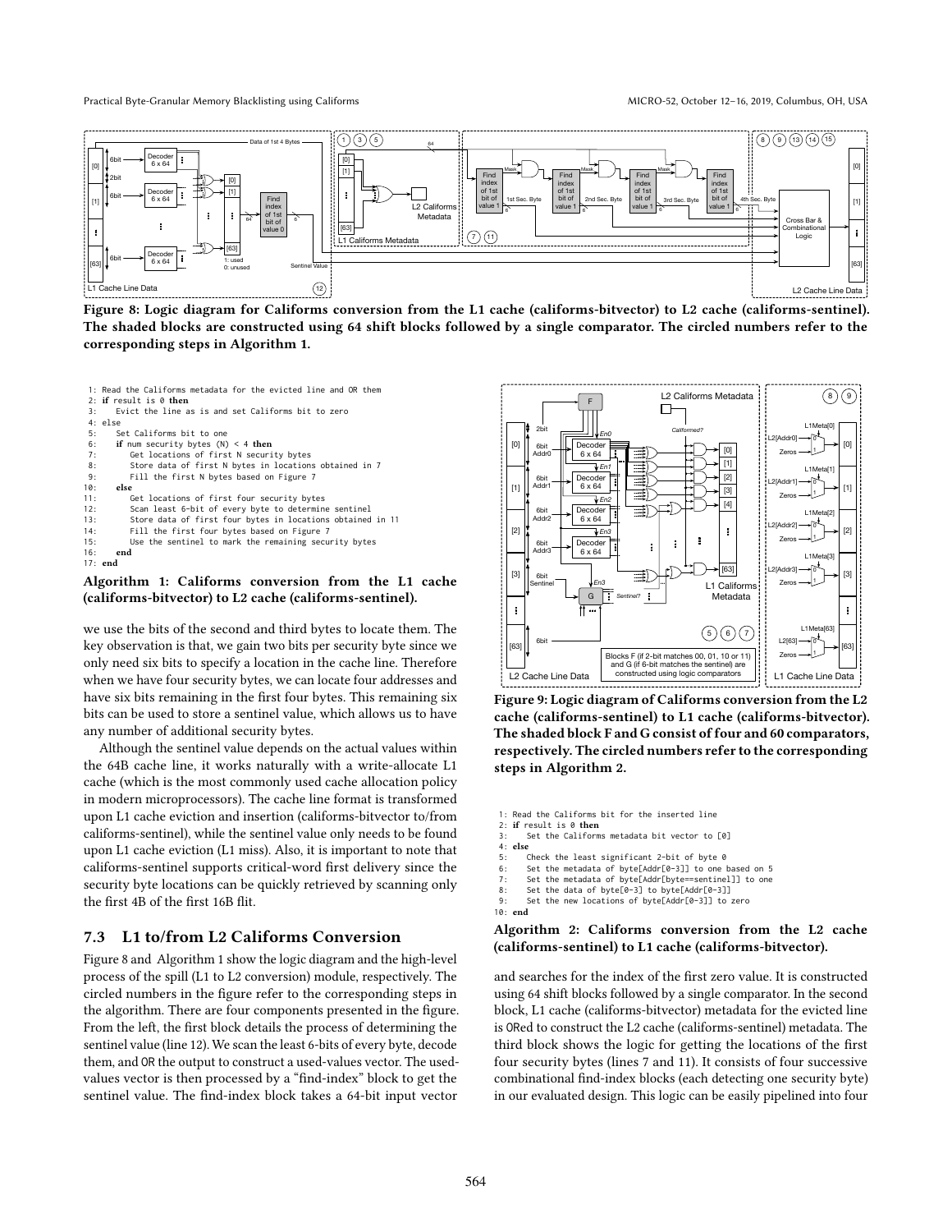**Figure 8: Logic diagram for Califorms conversion from the L1 cache (califorms-bitvector) to L2 cache (califorms-sentinel). The shaded blocks are constructed using 64 shift blocks followed by a single comparator. The circled numbers refer to the corresponding steps in Algorithm 1.**

```
 1: Read the Califorms metadata for the evicted line and OR them
 2: if result is 0 then
 3:    Evict the line as is and set Califorms bit to zero
 4: else
 5:    Set Califorms bit to one
 6:    if num security bytes (N) < 4 then
 7:       Get locations of first N security bytes
 8:       Store data of first N bytes in locations obtained in 7
 9:       Fill the first N bytes based on Figure 7
10:    else
11:       Get locations of first four security bytes
12:       Scan least 6-bit of every byte to determine sentinel
13:       Store data of first four bytes in locations obtained in 11
14:       Fill the first four bytes based on Figure 7
15:       Use the sentinel to mark the remaining security bytes
16:    end
17: end
```

**Algorithm 1: Califorms conversion from the L1 cache (califorms-bitvector) to L2 cache (califorms-sentinel).**

we use the bits of the second and third bytes to locate them. The key observation is that, we gain two bits per security byte since we only need six bits to specify a location in the cache line. Therefore when we have four security bytes, we can locate four addresses and have six bits remaining in the first four bytes. This remaining six bits can be used to store a sentinel value, which allows us to have any number of additional security bytes.

Although the sentinel value depends on the actual values within the 64B cache line, it works naturally with a write-allocate L1 cache (which is the most commonly used cache allocation policy in modern microprocessors). The cache line format is transformed upon L1 cache eviction and insertion (califorms-bitvector to/from califorms-sentinel), while the sentinel value only needs to be found upon L1 cache eviction (L1 miss). Also, it is important to note that califorms-sentinel supports critical-word first delivery since the security byte locations can be quickly retrieved by scanning only the first 4B of the first 16B flit.

## 7.3 L1 to/from L2 Califorms Conversion

Figure 8 and Algorithm 1 show the logic diagram and the high-level process of the spill (L1 to L2 conversion) module, respectively. The circled numbers in the figure refer to the corresponding steps in the algorithm. There are four components presented in the figure. From the left, the first block details the process of determining the sentinel value (line 12). We scan the least 6-bits of every byte, decode them, and OR the output to construct a used-values vector. The used-values vector is then processed by a "find-index" block to get the sentinel value. The find-index block takes a 64-bit input vector and searches for the index of the first zero value. It is constructed using 64 shift blocks followed by a single comparator. In the second block, L1 cache (califorms-bitvector) metadata for the evicted line is ORed to construct the L2 cache (califorms-sentinel) metadata. The third block shows the logic for getting the locations of the first four security bytes (lines 7 and 11). It consists of four successive combinational find-index blocks (each detecting one security byte) in our evaluated design. This logic can be easily pipelined into four

**Figure 9: Logic diagram of Califorms conversion from the L2 cache (califorms-sentinel) to L1 cache (califorms-bitvector). The shaded block F and G consist of four and 60 comparators, respectively. The circled numbers refer to the corresponding steps in Algorithm 2.**

```
 1: Read the Califorms bit for the inserted line
 2: if result is 0 then
 3:    Set the Califorms metadata bit vector to [0]
 4: else
 5:    Check the least significant 2-bit of byte 0
 6:    Set the metadata of byte[Addr[0-3]] to one based on 5
 7:    Set the metadata of byte[Addr[byte==sentinel]] to one
 8:    Set the data of byte[0-3] to byte[Addr[0-3]]
 9:    Set the new locations of byte[Addr[0-3]] to zero
10: end
```

**Algorithm 2: Califorms conversion from the L2 cache (califorms-sentinel) to L1 cache (califorms-bitvector).**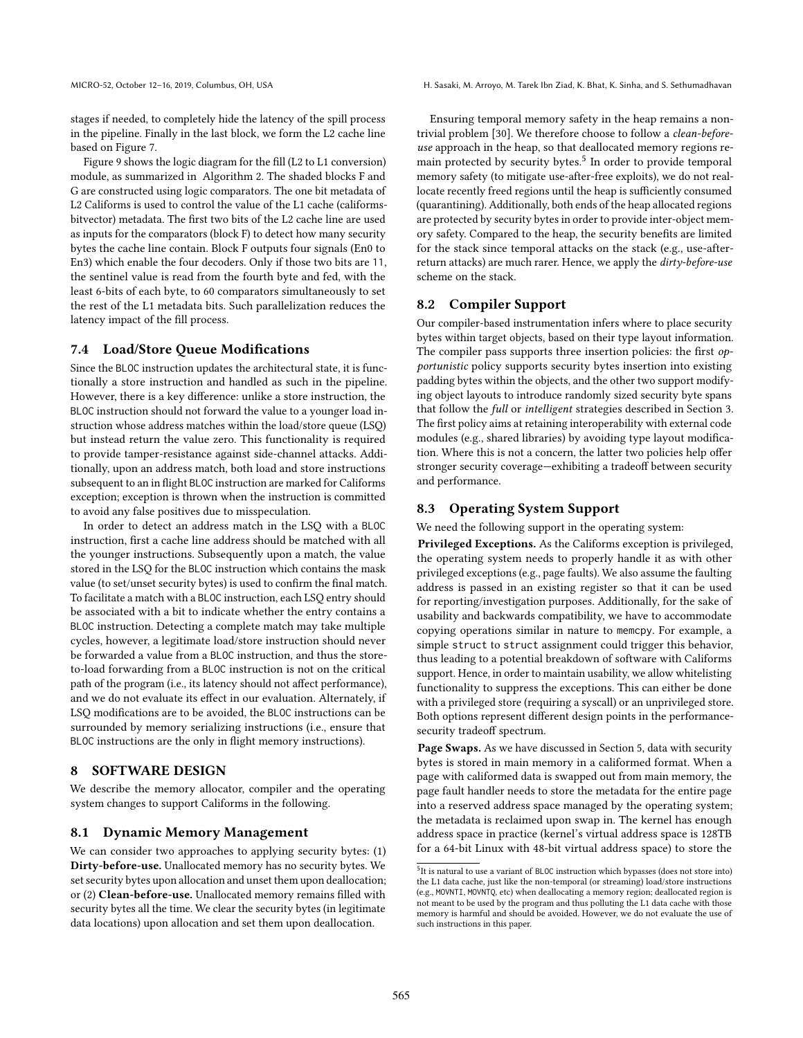stages if needed, to completely hide the latency of the spill process in the pipeline. Finally in the last block, we form the L2 cache line based on Figure 7.

Figure 9 shows the logic diagram for the fill (L2 to L1 conversion) module, as summarized in Algorithm 2. The shaded blocks F and G are constructed using logic comparators. The one bit metadata of L2 Califorms is used to control the value of the L1 cache (califorms-bitvector) metadata. The first two bits of the L2 cache line are used as inputs for the comparators (block F) to detect how many security bytes the cache line contain. Block F outputs four signals (En0 to En3) which enable the four decoders. Only if those two bits are 11, the sentinel value is read from the fourth byte and fed, with the least 6-bits of each byte, to 60 comparators simultaneously to set the rest of the L1 metadata bits. Such parallelization reduces the latency impact of the fill process.

### 7.4 Load/Store Queue Modifications

Since the BLOC instruction updates the architectural state, it is functionally a store instruction and handled as such in the pipeline. However, there is a key difference: unlike a store instruction, the BLOC instruction should not forward the value to a younger load instruction whose address matches within the load/store queue (LSQ) but instead return the value zero. This functionality is required to provide tamper-resistance against side-channel attacks. Additionally, upon an address match, both load and store instructions subsequent to an in flight BLOC instruction are marked for Califorms exception; exception is thrown when the instruction is committed to avoid any false positives due to misspeculation.

In order to detect an address match in the LSQ with a BLOC instruction, first a cache line address should be matched with all the younger instructions. Subsequently upon a match, the value stored in the LSQ for the BLOC instruction which contains the mask value (to set/unset security bytes) is used to confirm the final match. To facilitate a match with a BLOC instruction, each LSQ entry should be associated with a bit to indicate whether the entry contains a BLOC instruction. Detecting a complete match may take multiple cycles, however, a legitimate load/store instruction should never be forwarded a value from a BLOC instruction, and thus the store-to-load forwarding from a BLOC instruction is not on the critical path of the program (i.e., its latency should not affect performance), and we do not evaluate its effect in our evaluation. Alternately, if LSQ modifications are to be avoided, the BLOC instructions can be surrounded by memory serializing instructions (i.e., ensure that BLOC instructions are the only in flight memory instructions).

## 8 SOFTWARE DESIGN

We describe the memory allocator, compiler and the operating system changes to support Califorms in the following.

### 8.1 Dynamic Memory Management

We can consider two approaches to applying security bytes: (1) **Dirty-before-use.** Unallocated memory has no security bytes. We set security bytes upon allocation and unset them upon deallocation; or (2) **Clean-before-use.** Unallocated memory remains filled with security bytes all the time. We clear the security bytes (in legitimate data locations) upon allocation and set them upon deallocation.

Ensuring temporal memory safety in the heap remains a non-trivial problem [30]. We therefore choose to follow a *clean-before-use* approach in the heap, so that deallocated memory regions remain protected by security bytes.[5] In order to provide temporal memory safety (to mitigate use-after-free exploits), we do not reallocate recently freed regions until the heap is sufficiently consumed (quarantining). Additionally, both ends of the heap allocated regions are protected by security bytes in order to provide inter-object memory safety. Compared to the heap, the security benefits are limited for the stack since temporal attacks on the stack (e.g., use-after-return attacks) are much rarer. Hence, we apply the *dirty-before-use* scheme on the stack.

### 8.2 Compiler Support

Our compiler-based instrumentation infers where to place security bytes within target objects, based on their type layout information. The compiler pass supports three insertion policies: the first *opportunistic* policy supports security bytes insertion into existing padding bytes within the objects, and the other two support modifying object layouts to introduce randomly sized security byte spans that follow the *full* or *intelligent* strategies described in Section 3. The first policy aims at retaining interoperability with external code modules (e.g., shared libraries) by avoiding type layout modification. Where this is not a concern, the latter two policies help offer stronger security coverage—exhibiting a tradeoff between security and performance.

### 8.3 Operating System Support

We need the following support in the operating system:

**Privileged Exceptions.** As the Califorms exception is privileged, the operating system needs to properly handle it as with other privileged exceptions (e.g., page faults). We also assume the faulting address is passed in an existing register so that it can be used for reporting/investigation purposes. Additionally, for the sake of usability and backwards compatibility, we have to accommodate copying operations similar in nature to memcpy. For example, a simple struct to struct assignment could trigger this behavior, thus leading to a potential breakdown of software with Califorms support. Hence, in order to maintain usability, we allow whitelisting functionality to suppress the exceptions. This can either be done with a privileged store (requiring a syscall) or an unprivileged store. Both options represent different design points in the performance-security tradeoff spectrum.

**Page Swaps.** As we have discussed in Section 5, data with security bytes is stored in main memory in a califormed format. When a page with califormed data is swapped out from main memory, the page fault handler needs to store the metadata for the entire page into a reserved address space managed by the operating system; the metadata is reclaimed upon swap in. The kernel has enough address space in practice (kernel's virtual address space is 128TB for a 64-bit Linux with 48-bit virtual address space) to store the

[5] It is natural to use a variant of BLOC instruction which bypasses (does not store into) the L1 data cache, just like the non-temporal (or streaming) load/store instructions (e.g., MOVNTI, MOVNTQ, etc) when deallocating a memory region; deallocated region is not meant to be used by the program and thus polluting the L1 data cache with those memory is harmful and should be avoided. However, we do not evaluate the use of such instructions in this paper.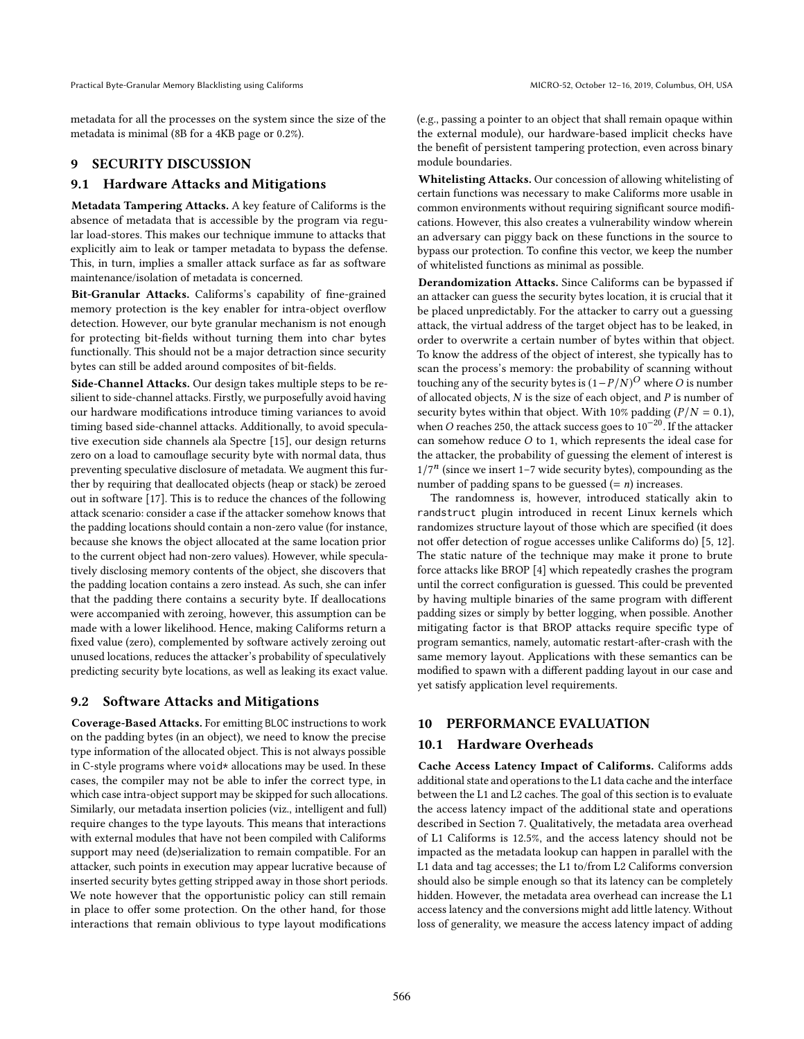metadata for all the processes on the system since the size of the metadata is minimal (8B for a 4KB page or 0.2%).

## 9 SECURITY DISCUSSION

### 9.1 Hardware Attacks and Mitigations

**Metadata Tampering Attacks.** A key feature of Califorms is the absence of metadata that is accessible by the program via regular load-stores. This makes our technique immune to attacks that explicitly aim to leak or tamper metadata to bypass the defense. This, in turn, implies a smaller attack surface as far as software maintenance/isolation of metadata is concerned.

**Bit-Granular Attacks.** Califorms's capability of fine-grained memory protection is the key enabler for intra-object overflow detection. However, our byte granular mechanism is not enough for protecting bit-fields without turning them into `char` bytes functionally. This should not be a major detraction since security bytes can still be added around composites of bit-fields.

**Side-Channel Attacks.** Our design takes multiple steps to be resilient to side-channel attacks. Firstly, we purposefully avoid having our hardware modifications introduce timing variances to avoid timing based side-channel attacks. Additionally, to avoid speculative execution side channels ala Spectre [15], our design returns zero on a load to camouflage security byte with normal data, thus preventing speculative disclosure of metadata. We augment this further by requiring that deallocated objects (heap or stack) be zeroed out in software [17]. This is to reduce the chances of the following attack scenario: consider a case if the attacker somehow knows that the padding locations should contain a non-zero value (for instance, because she knows the object allocated at the same location prior to the current object had non-zero values). However, while speculatively disclosing memory contents of the object, she discovers that the padding location contains a zero instead. As such, she can infer that the padding there contains a security byte. If deallocations were accompanied with zeroing, however, this assumption can be made with a lower likelihood. Hence, making Califorms return a fixed value (zero), complemented by software actively zeroing out unused locations, reduces the attacker's probability of speculatively predicting security byte locations, as well as leaking its exact value.

### 9.2 Software Attacks and Mitigations

**Coverage-Based Attacks.** For emitting `BLOC` instructions to work on the padding bytes (in an object), we need to know the precise type information of the allocated object. This is not always possible in C-style programs where `void*` allocations may be used. In these cases, the compiler may not be able to infer the correct type, in which case intra-object support may be skipped for such allocations. Similarly, our metadata insertion policies (viz., intelligent and full) require changes to the type layouts. This means that interactions with external modules that have not been compiled with Califorms support may need (de)serialization to remain compatible. For an attacker, such points in execution may appear lucrative because of inserted security bytes getting stripped away in those short periods. We note however that the opportunistic policy can still remain in place to offer some protection. On the other hand, for those interactions that remain oblivious to type layout modifications (e.g., passing a pointer to an object that shall remain opaque within the external module), our hardware-based implicit checks have the benefit of persistent tampering protection, even across binary module boundaries.

**Whitelisting Attacks.** Our concession of allowing whitelisting of certain functions was necessary to make Califorms more usable in common environments without requiring significant source modifications. However, this also creates a vulnerability window wherein an adversary can piggy back on these functions in the source to bypass our protection. To confine this vector, we keep the number of whitelisted functions as minimal as possible.

**Derandomization Attacks.** Since Califorms can be bypassed if an attacker can guess the security bytes location, it is crucial that it be placed unpredictably. For the attacker to carry out a guessing attack, the virtual address of the target object has to be leaked, in order to overwrite a certain number of bytes within that object. To know the address of the object of interest, she typically has to scan the process's memory: the probability of scanning without touching any of the security bytes is $(1-P/N)^O$ where $O$ is number of allocated objects, $N$ is the size of each object, and $P$ is number of security bytes within that object. With 10% padding ($P/N = 0.1$), when $O$ reaches 250, the attack success goes to $10^{-20}$. If the attacker can somehow reduce $O$ to 1, which represents the ideal case for the attacker, the probability of guessing the element of interest is $1/7^n$ (since we insert 1–7 wide security bytes), compounding as the number of padding spans to be guessed ($= n$) increases.

The randomness is, however, introduced statically akin to `randstruct` plugin introduced in recent Linux kernels which randomizes structure layout of those which are specified (it does not offer detection of rogue accesses unlike Califorms do) [5, 12]. The static nature of the technique may make it prone to brute force attacks like BROP [4] which repeatedly crashes the program until the correct configuration is guessed. This could be prevented by having multiple binaries of the same program with different padding sizes or simply by better logging, when possible. Another mitigating factor is that BROP attacks require specific type of program semantics, namely, automatic restart-after-crash with the same memory layout. Applications with these semantics can be modified to spawn with a different padding layout in our case and yet satisfy application level requirements.

## 10 PERFORMANCE EVALUATION

### 10.1 Hardware Overheads

**Cache Access Latency Impact of Califorms.** Califorms adds additional state and operations to the L1 data cache and the interface between the L1 and L2 caches. The goal of this section is to evaluate the access latency impact of the additional state and operations described in Section 7. Qualitatively, the metadata area overhead of L1 Califorms is 12.5%, and the access latency should not be impacted as the metadata lookup can happen in parallel with the L1 data and tag accesses; the L1 to/from L2 Califorms conversion should also be simple enough so that its latency can be completely hidden. However, the metadata area overhead can increase the L1 access latency and the conversions might add little latency. Without loss of generality, we measure the access latency impact of adding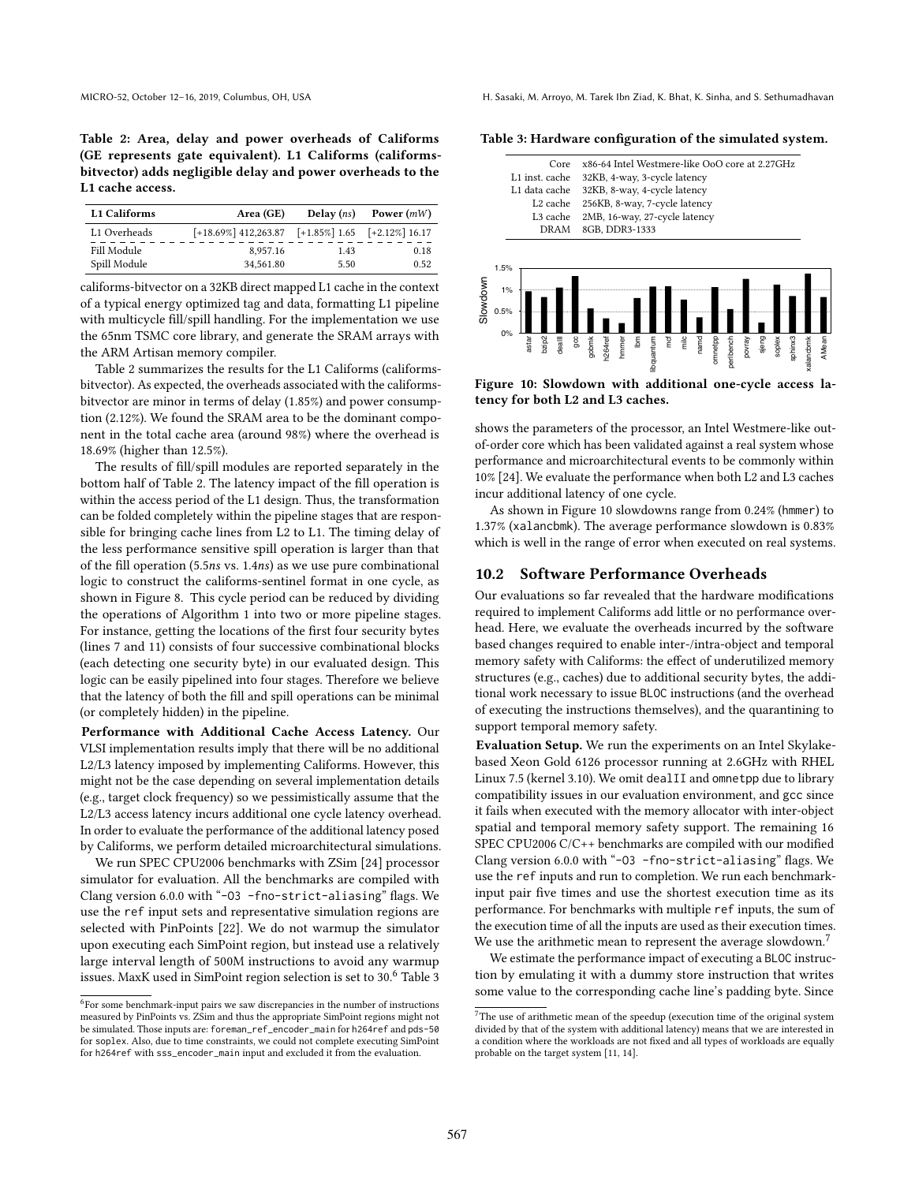**Table 2: Area, delay and power overheads of Califorms (GE represents gate equivalent). L1 Califorms (califorms-bitvector) adds negligible delay and power overheads to the L1 cache access.**

| L1 Califorms | Area (GE) | Delay (*ns*) | Power (*mW*) |
|---|---|---|---|
| L1 Overheads | [+18.69%] 412,263.87 | [+1.85%] 1.65 | [+2.12%] 16.17 |
| Fill Module | 8,957.16 | 1.43 | 0.18 |
| Spill Module | 34,561.80 | 5.50 | 0.52 |

califorms-bitvector on a 32KB direct mapped L1 cache in the context of a typical energy optimized tag and data, formatting L1 pipeline with multicycle fill/spill handling. For the implementation we use the 65nm TSMC core library, and generate the SRAM arrays with the ARM Artisan memory compiler.

Table 2 summarizes the results for the L1 Califorms (califorms-bitvector). As expected, the overheads associated with the califorms-bitvector are minor in terms of delay (1.85%) and power consumption (2.12%). We found the SRAM area to be the dominant component in the total cache area (around 98%) where the overhead is 18.69% (higher than 12.5%).

The results of fill/spill modules are reported separately in the bottom half of Table 2. The latency impact of the fill operation is within the access period of the L1 design. Thus, the transformation can be folded completely within the pipeline stages that are responsible for bringing cache lines from L2 to L1. The timing delay of the less performance sensitive spill operation is larger than that of the fill operation (5.5*ns* vs. 1.4*ns*) as we use pure combinational logic to construct the califorms-sentinel format in one cycle, as shown in Figure 8. This cycle period can be reduced by dividing the operations of Algorithm 1 into two or more pipeline stages. For instance, getting the locations of the first four security bytes (lines 7 and 11) consists of four successive combinational blocks (each detecting one security byte) in our evaluated design. This logic can be easily pipelined into four stages. Therefore we believe that the latency of both the fill and spill operations can be minimal (or completely hidden) in the pipeline.

**Performance with Additional Cache Access Latency.** Our VLSI implementation results imply that there will be no additional L2/L3 latency imposed by implementing Califorms. However, this might not be the case depending on several implementation details (e.g., target clock frequency) so we pessimistically assume that the L2/L3 access latency incurs additional one cycle latency overhead. In order to evaluate the performance of the additional latency posed by Califorms, we perform detailed microarchitectural simulations.

We run SPEC CPU2006 benchmarks with ZSim [24] processor simulator for evaluation. All the benchmarks are compiled with Clang version 6.0.0 with "-O3 -fno-strict-aliasing" flags. We use the ref input sets and representative simulation regions are selected with PinPoints [22]. We do not warmup the simulator upon executing each SimPoint region, but instead use a relatively large interval length of 500M instructions to avoid any warmup issues. MaxK used in SimPoint region selection is set to 30.[6] Table 3 shows the parameters of the processor, an Intel Westmere-like out-of-order core which has been validated against a real system whose performance and microarchitectural events to be commonly within 10% [24]. We evaluate the performance when both L2 and L3 caches incur additional latency of one cycle.

[6] For some benchmark-input pairs we saw discrepancies in the number of instructions measured by PinPoints vs. ZSim and thus the appropriate SimPoint regions might not be simulated. Those inputs are: foreman_ref_encoder_main for h264ref and pds-50 for soplex. Also, due to time constraints, we could not complete executing SimPoint for h264ref with sss_encoder_main input and excluded it from the evaluation.

**Table 3: Hardware configuration of the simulated system.**

| | |
|---|---|
| Core | x86-64 Intel Westmere-like OoO core at 2.27GHz |
| L1 inst. cache | 32KB, 4-way, 3-cycle latency |
| L1 data cache | 32KB, 8-way, 4-cycle latency |
| L2 cache | 256KB, 8-way, 7-cycle latency |
| L3 cache | 2MB, 16-way, 27-cycle latency |
| DRAM | 8GB, DDR3-1333 |

**Figure 10: Slowdown with additional one-cycle access latency for both L2 and L3 caches.**

As shown in Figure 10 slowdowns range from 0.24% (hmmer) to 1.37% (xalancbmk). The average performance slowdown is 0.83% which is well in the range of error when executed on real systems.

## 10.2 Software Performance Overheads

Our evaluations so far revealed that the hardware modifications required to implement Califorms add little or no performance overhead. Here, we evaluate the overheads incurred by the software based changes required to enable inter-/intra-object and temporal memory safety with Califorms: the effect of underutilized memory structures (e.g., caches) due to additional security bytes, the additional work necessary to issue BLOC instructions (and the overhead of executing the instructions themselves), and the quarantining to support temporal memory safety.

**Evaluation Setup.** We run the experiments on an Intel Skylake-based Xeon Gold 6126 processor running at 2.6GHz with RHEL Linux 7.5 (kernel 3.10). We omit dealII and omnetpp due to library compatibility issues in our evaluation environment, and gcc since it fails when executed with the memory allocator with inter-object spatial and temporal memory safety support. The remaining 16 SPEC CPU2006 C/C++ benchmarks are compiled with our modified Clang version 6.0.0 with "-O3 -fno-strict-aliasing" flags. We use the ref inputs and run to completion. We run each benchmark-input pair five times and use the shortest execution time as its performance. For benchmarks with multiple ref inputs, the sum of the execution time of all the inputs are used as their execution times. We use the arithmetic mean to represent the average slowdown.[7]

We estimate the performance impact of executing a BLOC instruction by emulating it with a dummy store instruction that writes some value to the corresponding cache line's padding byte. Since

[7] The use of arithmetic mean of the speedup (execution time of the original system divided by that of the system with additional latency) means that we are interested in a condition where the workloads are not fixed and all types of workloads are equally probable on the target system [11, 14].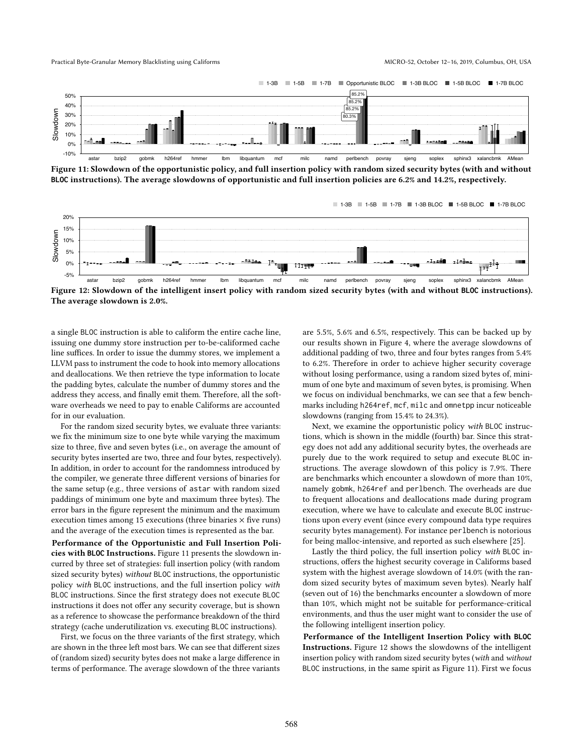1-3B 1-5B 1-7B Opportunistic BLOC 1-3B BLOC 1-5B BLOC 1-7B BLOC

Slowdown

50%
40%
30%
20%
10%
0%
-10%

85.2%
85.2%
85.2%
80.3%

astar bzip2 gobmk h264ref hmmer lbm libquantum mcf milc namd perlbench povray sjeng soplex sphinx3 xalancbmk AMean

**Figure 11: Slowdown of the opportunistic policy, and full insertion policy with random sized security bytes (with and without BLOC instructions). The average slowdowns of opportunistic and full insertion policies are 6.2% and 14.2%, respectively.**

1-3B 1-5B 1-7B 1-3B BLOC 1-5B BLOC 1-7B BLOC

Slowdown

20%
15%
10%
5%
0%
-5%

astar bzip2 gobmk h264ref hmmer lbm libquantum mcf milc namd perlbench povray sjeng soplex sphinx3 xalancbmk AMean

**Figure 12: Slowdown of the intelligent insert policy with random sized security bytes (with and without BLOC instructions). The average slowdown is 2.0%.**

a single BLOC instruction is able to caliform the entire cache line, issuing one dummy store instruction per to-be-califormed cache line suffices. In order to issue the dummy stores, we implement a LLVM pass to instrument the code to hook into memory allocations and deallocations. We then retrieve the type information to locate the padding bytes, calculate the number of dummy stores and the address they access, and finally emit them. Therefore, all the software overheads we need to pay to enable Califorms are accounted for in our evaluation.

For the random sized security bytes, we evaluate three variants: we fix the minimum size to one byte while varying the maximum size to three, five and seven bytes (i.e., on average the amount of security bytes inserted are two, three and four bytes, respectively). In addition, in order to account for the randomness introduced by the compiler, we generate three different versions of binaries for the same setup (e.g., three versions of astar with random sized paddings of minimum one byte and maximum three bytes). The error bars in the figure represent the minimum and the maximum execution times among 15 executions (three binaries × five runs) and the average of the execution times is represented as the bar.

**Performance of the Opportunistic and Full Insertion Policies with BLOC Instructions.** Figure 11 presents the slowdown incurred by three set of strategies: full insertion policy (with random sized security bytes) *without* BLOC instructions, the opportunistic policy *with* BLOC instructions, and the full insertion policy *with* BLOC instructions. Since the first strategy does not execute BLOC instructions it does not offer any security coverage, but is shown as a reference to showcase the performance breakdown of the third strategy (cache underutilization vs. executing BLOC instructions).

First, we focus on the three variants of the first strategy, which are shown in the three left most bars. We can see that different sizes of (random sized) security bytes does not make a large difference in terms of performance. The average slowdown of the three variants are 5.5%, 5.6% and 6.5%, respectively. This can be backed up by our results shown in Figure 4, where the average slowdowns of additional padding of two, three and four bytes ranges from 5.4% to 6.2%. Therefore in order to achieve higher security coverage without losing performance, using a random sized bytes of, minimum of one byte and maximum of seven bytes, is promising. When we focus on individual benchmarks, we can see that a few benchmarks including h264ref, mcf, milc and omnetpp incur noticeable slowdowns (ranging from 15.4% to 24.3%).

Next, we examine the opportunistic policy *with* BLOC instructions, which is shown in the middle (fourth) bar. Since this strategy does not add any additional security bytes, the overheads are purely due to the work required to setup and execute BLOC instructions. The average slowdown of this policy is 7.9%. There are benchmarks which encounter a slowdown of more than 10%, namely gobmk, h264ref and perlbench. The overheads are due to frequent allocations and deallocations made during program execution, where we have to calculate and execute BLOC instructions upon every event (since every compound data type requires security bytes management). For instance perlbench is notorious for being malloc-intensive, and reported as such elsewhere [25].

Lastly the third policy, the full insertion policy *with* BLOC instructions, offers the highest security coverage in Califorms based system with the highest average slowdown of 14.0% (with the random sized security bytes of maximum seven bytes). Nearly half (seven out of 16) the benchmarks encounter a slowdown of more than 10%, which might not be suitable for performance-critical environments, and thus the user might want to consider the use of the following intelligent insertion policy.

**Performance of the Intelligent Insertion Policy with BLOC Instructions.** Figure 12 shows the slowdowns of the intelligent insertion policy with random sized security bytes (*with* and *without* BLOC instructions, in the same spirit as Figure 11). First we focus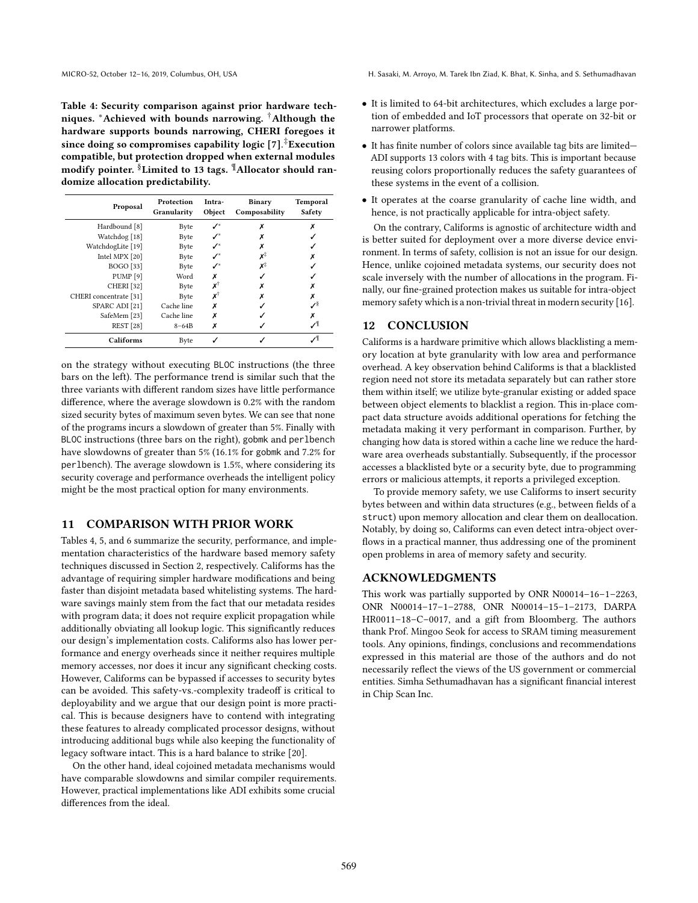**Table 4: Security comparison against prior hardware techniques. *Achieved with bounds narrowing. †Although the hardware supports bounds narrowing, CHERI foregoes it since doing so compromises capability logic [7]. ‡Execution compatible, but protection dropped when external modules modify pointer. §Limited to 13 tags. ¶Allocator should randomize allocation predictability.**

| Proposal | Protection Granularity | Intra-Object | Binary Composability | Temporal Safety |
|---|---|---|---|---|
| Hardbound [8] | Byte | ✓* | ✗ | ✗ |
| Watchdog [18] | Byte | ✓* | ✗ | ✓ |
| WatchdogLite [19] | Byte | ✓* | ✗ | ✓ |
| Intel MPX [20] | Byte | ✓* | ✗‡ | ✗ |
| BOGO [33] | Byte | ✓* | ✗‡ | ✓ |
| PUMP [9] | Word | ✗ | ✓ | ✓ |
| CHERI [32] | Byte | ✗† | ✗ | ✗ |
| CHERI concentrate [31] | Byte | ✗† | ✗ | ✗ |
| SPARC ADI [21] | Cache line | ✗ | ✓ | ✓§ |
| SafeMem [23] | Cache line | ✗ | ✓ | ✗ |
| REST [28] | 8–64B | ✗ | ✓ | ✓¶ |
| **Californs** | Byte | ✓ | ✓ | ✓¶ |

on the strategy without executing BLOC instructions (the three bars on the left). The performance trend is similar such that the three variants with different random sizes have little performance difference, where the average slowdown is 0.2% with the random sized security bytes of maximum seven bytes. We can see that none of the programs incurs a slowdown of greater than 5%. Finally with BLOC instructions (three bars on the right), gobmk and perlbench have slowdowns of greater than 5% (16.1% for gobmk and 7.2% for perlbench). The average slowdown is 1.5%, where considering its security coverage and performance overheads the intelligent policy might be the most practical option for many environments.

## 11 COMPARISON WITH PRIOR WORK

Tables 4, 5, and 6 summarize the security, performance, and implementation characteristics of the hardware based memory safety techniques discussed in Section 2, respectively. Califorms has the advantage of requiring simpler hardware modifications and being faster than disjoint metadata based whitelisting systems. The hardware savings mainly stem from the fact that our metadata resides with program data; it does not require explicit propagation while additionally obviating all lookup logic. This significantly reduces our design's implementation costs. Califorms also has lower performance and energy overheads since it neither requires multiple memory accesses, nor does it incur any significant checking costs. However, Califorms can be bypassed if accesses to security bytes can be avoided. This safety-vs.-complexity tradeoff is critical to deployability and we argue that our design point is more practical. This is because designers have to contend with integrating these features to already complicated processor designs, without introducing additional bugs while also keeping the functionality of legacy software intact. This is a hard balance to strike [20].

On the other hand, ideal cojoined metadata mechanisms would have comparable slowdowns and similar compiler requirements. However, practical implementations like ADI exhibits some crucial differences from the ideal.

- It is limited to 64-bit architectures, which excludes a large portion of embedded and IoT processors that operate on 32-bit or narrower platforms.
- It has finite number of colors since available tag bits are limited—ADI supports 13 colors with 4 tag bits. This is important because reusing colors proportionally reduces the safety guarantees of these systems in the event of a collision.
- It operates at the coarse granularity of cache line width, and hence, is not practically applicable for intra-object safety.

On the contrary, Califorms is agnostic of architecture width and is better suited for deployment over a more diverse device environment. In terms of safety, collision is not an issue for our design. Hence, unlike cojoined metadata systems, our security does not scale inversely with the number of allocations in the program. Finally, our fine-grained protection makes us suitable for intra-object memory safety which is a non-trivial threat in modern security [16].

## 12 CONCLUSION

Califorms is a hardware primitive which allows blacklisting a memory location at byte granularity with low area and performance overhead. A key observation behind Califorms is that a blacklisted region need not store its metadata separately but can rather store them within itself; we utilize byte-granular existing or added space between object elements to blacklist a region. This in-place compact data structure avoids additional operations for fetching the metadata making it very performant in comparison. Further, by changing how data is stored within a cache line we reduce the hardware area overheads substantially. Subsequently, if the processor accesses a blacklisted byte or a security byte, due to programming errors or malicious attempts, it reports a privileged exception.

To provide memory safety, we use Califorms to insert security bytes between and within data structures (e.g., between fields of a struct) upon memory allocation and clear them on deallocation. Notably, by doing so, Califorms can even detect intra-object overflows in a practical manner, thus addressing one of the prominent open problems in area of memory safety and security.

## ACKNOWLEDGMENTS

This work was partially supported by ONR N00014–16–1–2263, ONR N00014–17–1–2788, ONR N00014–15–1–2173, DARPA HR0011–18–C–0017, and a gift from Bloomberg. The authors thank Prof. Mingoo Seok for access to SRAM timing measurement tools. Any opinions, findings, conclusions and recommendations expressed in this material are those of the authors and do not necessarily reflect the views of the US government or commercial entities. Simha Sethumadhavan has a significant financial interest in Chip Scan Inc.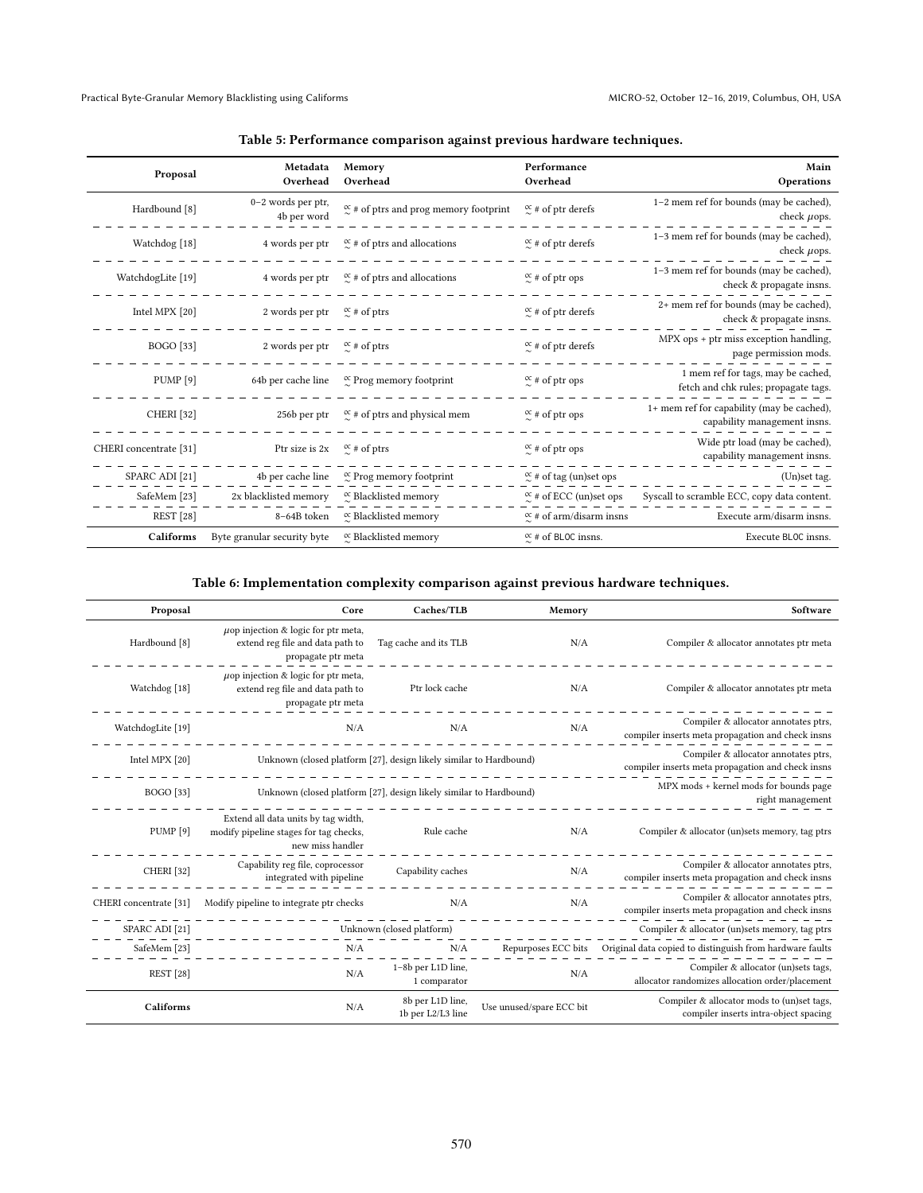**Table 5: Performance comparison against previous hardware techniques.**

| Proposal | Metadata Overhead | Memory Overhead | Performance Overhead | Main Operations |
|---|---|---|---|---|
| Hardbound [8] | 0–2 words per ptr, 4b per word | $\propto$ # of ptrs and prog memory footprint | $\propto$ # of ptr derefs | 1–2 mem ref for bounds (may be cached), check $\mu$ops. |
| Watchdog [18] | 4 words per ptr | $\propto$ # of ptrs and allocations | $\propto$ # of ptr derefs | 1–3 mem ref for bounds (may be cached), check $\mu$ops. |
| WatchdogLite [19] | 4 words per ptr | $\propto$ # of ptrs and allocations | $\propto$ # of ptr ops | 1–3 mem ref for bounds (may be cached), check & propagate insns. |
| Intel MPX [20] | 2 words per ptr | $\propto$ # of ptrs | $\propto$ # of ptr derefs | 2+ mem ref for bounds (may be cached), check & propagate insns. |
| BOGO [33] | 2 words per ptr | $\propto$ # of ptrs | $\propto$ # of ptr derefs | MPX ops + ptr miss exception handling, page permission mods. |
| PUMP [9] | 64b per cache line | $\propto$ Prog memory footprint | $\propto$ # of ptr ops | 1 mem ref for tags, may be cached, fetch and chk rules; propagate tags. |
| CHERI [32] | 256b per ptr | $\propto$ # of ptrs and physical mem | $\propto$ # of ptr ops | 1+ mem ref for capability (may be cached), capability management insns. |
| CHERI concentrate [31] | Ptr size is 2x | $\propto$ # of ptrs | $\propto$ # of ptr ops | Wide ptr load (may be cached), capability management insns. |
| SPARC ADI [21] | 4b per cache line | $\propto$ Prog memory footprint | $\propto$ # of tag (un)set ops | (Un)set tag. |
| SafeMem [23] | 2x blacklisted memory | $\propto$ Blacklisted memory | $\propto$ # of ECC (un)set ops | Syscall to scramble ECC, copy data content. |
| REST [28] | 8–64B token | $\propto$ Blacklisted memory | $\propto$ # of arm/disarm insns | Execute arm/disarm insns. |
| **Califorms** | Byte granular security byte | $\propto$ Blacklisted memory | $\propto$ # of BLOC insns. | Execute BLOC insns. |

**Table 6: Implementation complexity comparison against previous hardware techniques.**

| Proposal | Core | Caches/TLB | Memory | Software |
|---|---|---|---|---|
| Hardbound [8] | $\mu$op injection & logic for ptr meta, extend reg file and data path to propagate ptr meta | Tag cache and its TLB | N/A | Compiler & allocator annotates ptr meta |
| Watchdog [18] | $\mu$op injection & logic for ptr meta, extend reg file and data path to propagate ptr meta | Ptr lock cache | N/A | Compiler & allocator annotates ptr meta |
| WatchdogLite [19] | N/A | N/A | N/A | Compiler & allocator annotates ptrs, compiler inserts meta propagation and check insns |
| Intel MPX [20] | Unknown (closed platform [27], design likely similar to Hardbound) | | | Compiler & allocator annotates ptrs, compiler inserts meta propagation and check insns |
| BOGO [33] | Unknown (closed platform [27], design likely similar to Hardbound) | | | MPX mods + kernel mods for bounds page right management |
| PUMP [9] | Extend all data units by tag width, modify pipeline stages for tag checks, new miss handler | Rule cache | N/A | Compiler & allocator (un)sets memory, tag ptrs |
| CHERI [32] | Capability reg file, coprocessor integrated with pipeline | Capability caches | N/A | Compiler & allocator annotates ptrs, compiler inserts meta propagation and check insns |
| CHERI concentrate [31] | Modify pipeline to integrate ptr checks | N/A | N/A | Compiler & allocator annotates ptrs, compiler inserts meta propagation and check insns |
| SPARC ADI [21] | Unknown (closed platform) | | | Compiler & allocator (un)sets memory, tag ptrs |
| SafeMem [23] | N/A | N/A | Repurposes ECC bits | Original data copied to distinguish from hardware faults |
| REST [28] | N/A | 1–8b per L1D line, 1 comparator | N/A | Compiler & allocator (un)sets tags, allocator randomizes allocation order/placement |
| **Califorms** | N/A | 8b per L1D line, 1b per L2/L3 line | Use unused/spare ECC bit | Compiler & allocator mods to (un)set tags, compiler inserts intra-object spacing |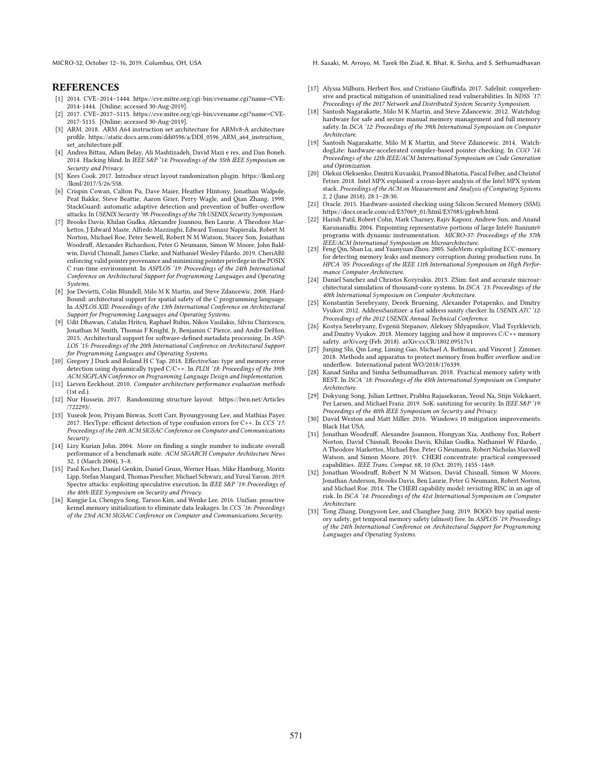## REFERENCES

[1] 2014. CVE–2014–1444. https://cve.mitre.org/cgi-bin/cvename.cgi?name=CVE-2014-1444. [Online; accessed 30-Aug-2019].

[2] 2017. CVE–2017–5115. https://cve.mitre.org/cgi-bin/cvename.cgi?name=CVE-2017-5115. [Online; accessed 30-Aug-2019].

[3] ARM. 2018. ARM A64 instruction set architecture for ARMv8-A architecture profile. https://static.docs.arm.com/ddi0596/a/DDI_0596_ARM_a64_instruction_set_architecture.pdf.

[4] Andrea Bittau, Adam Belay, Ali Mashtizadeh, David Mazi e res, and Dan Boneh. 2014. Hacking blind. In *IEEE S&P '14: Proceedings of the 35th IEEE Symposium on Security and Privacy*.

[5] Kees Cook. 2017. Introduce struct layout randomization plugin. https://lkml.org/lkml/2017/5/26/558.

[6] Crispin Cowan, Calton Pu, Dave Maier, Heather Hintony, Jonathan Walpole, Peat Bakke, Steve Beattie, Aaron Grier, Perry Wagle, and Qian Zhang. 1998. StackGuard: automatic adaptive detection and prevention of buffer-overflow attacks. In *USENIX Security '98: Proceedings of the 7th USENIX Security Symposium*.

[7] Brooks Davis, Khilan Gudka, Alexandre Joannou, Ben Laurie, A Theodore Markettos, J Edward Maste, Alfredo Mazzinghi, Edward Tomasz Napierala, Robert M Norton, Michael Roe, Peter Sewell, Robert N M Watson, Stacey Son, Jonathan Woodruff, Alexander Richardson, Peter G Neumann, Simon W Moore, John Baldwin, David Chisnall, James Clarke, and Nathaniel Wesley Filardo. 2019. CheriABI: enforcing valid pointer provenance and minimizing pointer privilege in the POSIX C run-time environment. In *ASPLOS '19: Proceedings of the 24th International Conference on Architectural Support for Programming Languages and Operating Systems*.

[8] Joe Devietti, Colin Blundell, Milo M K Martin, and Steve Zdancewic. 2008. HardBound: architectural support for spatial safety of the C programming language. In *ASPLOS XIII: Proceedings of the 13th International Conference on Architectural Support for Programming Languages and Operating Systems*.

[9] Udit Dhawan, Catalin Hritcu, Raphael Rubin, Nikos Vasilakis, Silviu Chiricescu, Jonathan M Smith, Thomas F Knight, Jr, Benjamin C Pierce, and Andre DeHon. 2015. Architectural support for software-defined metadata processing. In *ASPLOS '15: Proceedings of the 20th International Conference on Architectural Support for Programming Languages and Operating Systems*.

[10] Gregory J Duck and Roland H C Yap. 2018. EffectiveSan: type and memory error detection using dynamically typed C/C++. In *PLDI '18: Proceedings of the 39th ACM SIGPLAN Conference on Programming Language Design and Implementation*.

[11] Lieven Eeckhout. 2010. *Computer architecture performance evaluation methods* (1st ed.).

[12] Nur Hussein. 2017. Randomizing structure layout. https://lwn.net/Articles/722293/.

[13] Yuseok Jeon, Priyam Biswas, Scott Carr, Byoungyoung Lee, and Mathias Payer. 2017. HexType: efficient detection of type confusion errors for C++. In *CCS '17: Proceedings of the 24th ACM SIGSAC Conference on Computer and Communications Security*.

[14] Lizy Kurian John. 2004. More on finding a single number to indicate overall performance of a benchmark suite. *ACM SIGARCH Computer Architecture News* 32, 1 (March 2004), 3–8.

[15] Paul Kocher, Daniel Genkin, Daniel Gruss, Werner Haas, Mike Hamburg, Moritz Lipp, Stefan Mangard, Thomas Prescher, Michael Schwarz, and Yuval Yarom. 2019. Spectre attacks: exploiting speculative execution. In *IEEE S&P '19: Proceedings of the 40th IEEE Symposium on Security and Privacy*.

[16] Kangjie Lu, Chengyu Song, Taesoo Kim, and Wenke Lee. 2016. UniSan: proactive kernel memory initialization to eliminate data leakages. In *CCS '16: Proceedings of the 23rd ACM SIGSAC Conference on Computer and Communications Security*.

[17] Alyssa Milburn, Herbert Bos, and Cristiano Giuffrida. 2017. SafeInit: comprehensive and practical mitigation of uninitialized read vulnerabilities. In *NDSS '17: Proceedings of the 2017 Network and Distributed System Security Symposium*.

[18] Santosh Nagarakatte, Milo M K Martin, and Steve Zdancewic. 2012. Watchdog: hardware for safe and secure manual memory management and full memory safety. In *ISCA '12: Proceedings of the 39th International Symposium on Computer Architecture*.

[19] Santosh Nagarakatte, Milo M K Martin, and Steve Zdancewic. 2014. WatchdogLite: hardware-accelerated compiler-based pointer checking. In *CGO '14: Proceedings of the 12th IEEE/ACM International Symposium on Code Generation and Optimization*.

[20] Oleksii Oleksenko, Dmitrii Kuvaiskii, Pramod Bhatotia, Pascal Felber, and Christof Fetzer. 2018. Intel MPX explained: a cross-layer analysis of the Intel MPX system stack. *Proceedings of the ACM on Measurement and Analysis of Computing Systems* 2, 2 (June 2018), 28:1–28:30.

[21] Oracle. 2015. Hardware-assisted checking using Silicon Secured Memory (SSM). https://docs.oracle.com/cd/E37069_01/html/E37085/gphwb.html.

[22] Harish Patil, Robert Cohn, Mark Charney, Rajiv Kapoor, Andrew Sun, and Anand Karunanidhi. 2004. Pinpointing representative portions of large Intel® Itanium® programs with dynamic instrumentation. *MICRO-37: Proceedings of the 37th IEEE/ACM International Symposium on Microarchitecture*.

[23] Feng Qin, Shan Lu, and Yuanyuan Zhou. 2005. SafeMem: exploiting ECC-memory for detecting memory leaks and memory corruption during production runs. In *HPCA '05: Proceedings of the IEEE 11th International Symposium on High Performance Computer Architecture*.

[24] Daniel Sanchez and Christos Kozyrakis. 2013. ZSim: fast and accurate microarchitectural simulation of thousand-core systems. In *ISCA '13: Proceedings of the 40th International Symposium on Computer Architecture*.

[25] Konstantin Serebryany, Derek Bruening, Alexander Potapenko, and Dmitry Vyukov. 2012. AddressSanitizer: a fast address sanity checker. In *USENIX ATC '12: Proceedings of the 2012 USENIX Annual Technical Conference*.

[26] Kostya Serebryany, Evgenii Stepanov, Aleksey Shlyapnikov, Vlad Tsyrklevich, and Dmitry Vyukov. 2018. Memory tagging and how it improves C/C++ memory safety. *arXiv.org* (Feb. 2018). arXiv:cs.CR/1802.09517v1

[27] Junjing Shi, Qin Long, Liming Gao, Michael A. Rothman, and Vincent J. Zimmer. 2018. Methods and apparatus to protect memory from buffer overflow and/or underflow. International patent WO/2018/176339.

[28] Kanad Sinha and Simha Sethumadhavan. 2018. Practical memory safety with REST. In *ISCA '18: Proceedings of the 45th International Symposium on Computer Architecture*.

[29] Dokyung Song, Julian Lettner, Prabhu Rajasekaran, Yeoul Na, Stijn Volckaert, Per Larsen, and Michael Franz. 2019. SoK: sanitizing for security. In *IEEE S&P '19: Proceedings of the 40th IEEE Symposium on Security and Privacy*.

[30] David Weston and Matt Miller. 2016. Windows 10 mitigation improvements. Black Hat USA.

[31] Jonathan Woodruff, Alexandre Joannou, Hongyan Xia, Anthony Fox, Robert Norton, David Chisnall, Brooks Davis, Khilan Gudka, Nathaniel W Filardo, , A Theodore Markettos, Michael Roe, Peter G Neumann, Robert Nicholas Maxwell Watson, and Simon Moore. 2019. CHERI concentrate: practical compressed capabilities. *IEEE Trans. Comput.* 68, 10 (Oct. 2019), 1455–1469.

[32] Jonathan Woodruff, Robert N M Watson, David Chisnall, Simon W Moore, Jonathan Anderson, Brooks Davis, Ben Laurie, Peter G Neumann, Robert Norton, and Michael Roe. 2014. The CHERI capability model: revisiting RISC in an age of risk. In *ISCA '14: Proceedings of the 41st International Symposium on Computer Architecture*.

[33] Tong Zhang, Dongyoon Lee, and Changhee Jung. 2019. BOGO: buy spatial memory safety, get temporal memory safety (almost) free. In *ASPLOS '19: Proceedings of the 24th International Conference on Architectural Support for Programming Languages and Operating Systems*.